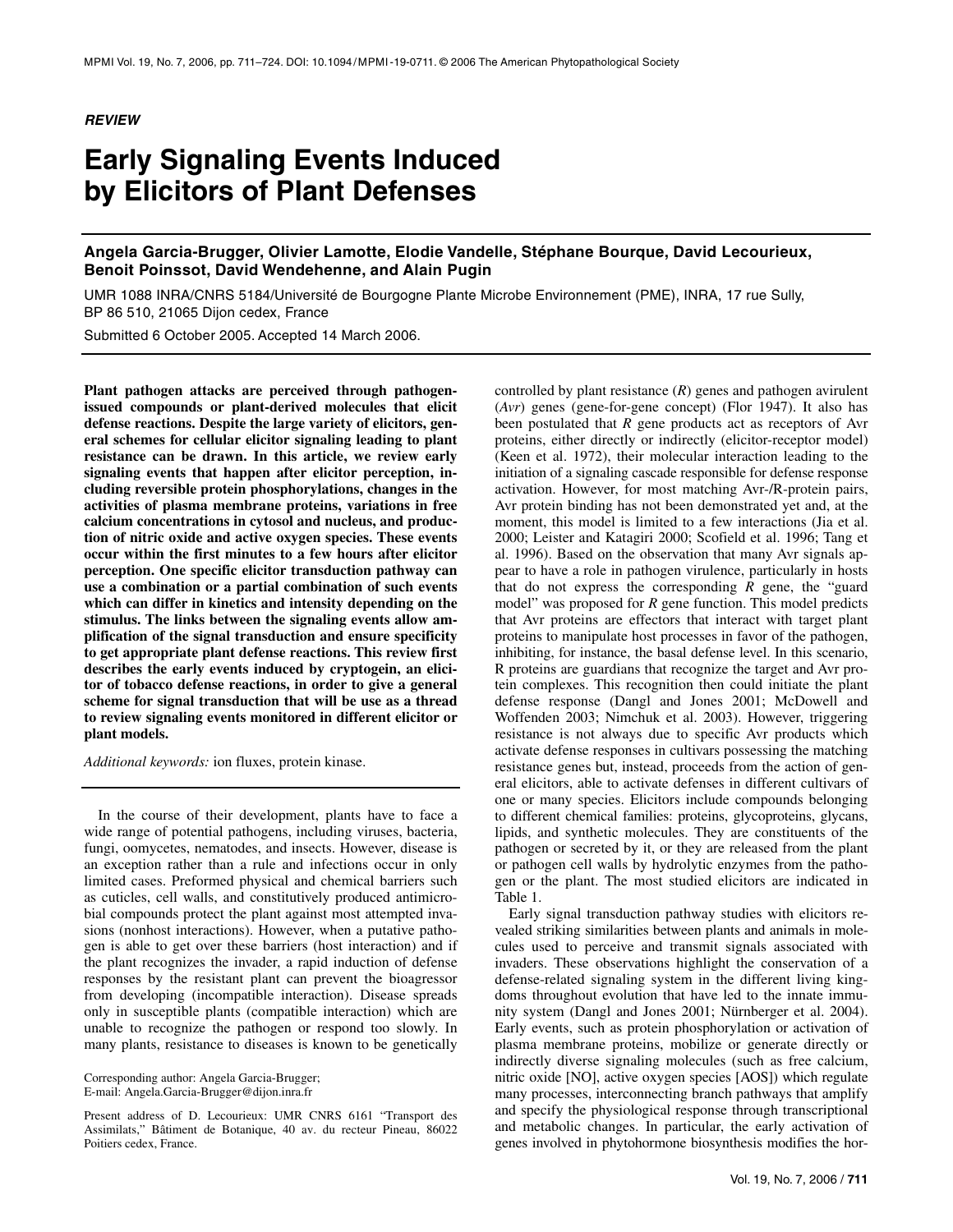*REVIEW*

# Early Signaling Events Induced by Elicitors of Plant Defenses

**Angela Garcia-Brugger, Olivier Lamotte, Elodie Vandelle, Stéphane Bourque, David Lecourieux, Benoit Poinssot, David Wendehenne, and Alain Pugin**

UMR 1088 INRA/CNRS 5184/Université de Bourgogne Plante Microbe Environnement (PME), INRA, 17 rue Sully, BP 86 510, 21065 Dijon cedex, France

Submitted 6 October 2005. Accepted 14 March 2006.

**Plant pathogen attacks are perceived through pathogen-issued compounds or plant-derived molecules that elicit defense reactions. Despite the large variety of elicitors, general schemes for cellular elicitor signaling leading to plant resistance can be drawn. In this article, we review early signaling events that happen after elicitor perception, including reversible protein phosphorylations, changes in the activities of plasma membrane proteins, variations in free calcium concentrations in cytosol and nucleus, and production of nitric oxide and active oxygen species. These events occur within the first minutes to a few hours after elicitor perception. One specific elicitor transduction pathway can use a combination or a partial combination of such events which can differ in kinetics and intensity depending on the stimulus. The links between the signaling events allow amplification of the signal transduction and ensure specificity to get appropriate plant defense reactions. This review first describes the early events induced by cryptogein, an elicitor of tobacco defense reactions, in order to give a general scheme for signal transduction that will be use as a thread to review signaling events monitored in different elicitor or plant models.**

*Additional keywords:* ion fluxes, protein kinase.

In the course of their development, plants have to face a wide range of potential pathogens, including viruses, bacteria, fungi, oomycetes, nematodes, and insects. However, disease is an exception rather than a rule and infections occur in only limited cases. Preformed physical and chemical barriers such as cuticles, cell walls, and constitutively produced antimicrobial compounds protect the plant against most attempted invasions (nonhost interactions). However, when a putative pathogen is able to get over these barriers (host interaction) and if the plant recognizes the invader, a rapid induction of defense responses by the resistant plant can prevent the bioagressor from developing (incompatible interaction). Disease spreads only in susceptible plants (compatible interaction) which are unable to recognize the pathogen or respond too slowly. In many plants, resistance to diseases is known to be genetically controlled by plant resistance (*R*) genes and pathogen avirulent (*Avr*) genes (gene-for-gene concept) (Flor 1947). It also has been postulated that *R* gene products act as receptors of Avr proteins, either directly or indirectly (elicitor-receptor model) (Keen et al. 1972), their molecular interaction leading to the initiation of a signaling cascade responsible for defense response activation. However, for most matching Avr-/R-protein pairs, Avr protein binding has not been demonstrated yet and, at the moment, this model is limited to a few interactions (Jia et al. 2000; Leister and Katagiri 2000; Scofield et al. 1996; Tang et al. 1996). Based on the observation that many Avr signals appear to have a role in pathogen virulence, particularly in hosts that do not express the corresponding *R* gene, the "guard model" was proposed for *R* gene function. This model predicts that Avr proteins are effectors that interact with target plant proteins to manipulate host processes in favor of the pathogen, inhibiting, for instance, the basal defense level. In this scenario, R proteins are guardians that recognize the target and Avr protein complexes. This recognition then could initiate the plant defense response (Dangl and Jones 2001; McDowell and Woffenden 2003; Nimchuk et al. 2003). However, triggering resistance is not always due to specific Avr products which activate defense responses in cultivars possessing the matching resistance genes but, instead, proceeds from the action of general elicitors, able to activate defenses in different cultivars of one or many species. Elicitors include compounds belonging to different chemical families: proteins, glycoproteins, glycans, lipids, and synthetic molecules. They are constituents of the pathogen or secreted by it, or they are released from the plant or pathogen cell walls by hydrolytic enzymes from the pathogen or the plant. The most studied elicitors are indicated in Table 1.

Early signal transduction pathway studies with elicitors revealed striking similarities between plants and animals in molecules used to perceive and transmit signals associated with invaders. These observations highlight the conservation of a defense-related signaling system in the different living kingdoms throughout evolution that have led to the innate immunity system (Dangl and Jones 2001; Nürnberger et al. 2004). Early events, such as protein phosphorylation or activation of plasma membrane proteins, mobilize or generate directly or indirectly diverse signaling molecules (such as free calcium, nitric oxide [NO], active oxygen species [AOS]) which regulate many processes, interconnecting branch pathways that amplify and specify the physiological response through transcriptional and metabolic changes. In particular, the early activation of genes involved in phytohormone biosynthesis modifies the hor-

Corresponding author: Angela Garcia-Brugger;
E-mail: Angela.Garcia-Brugger@dijon.inra.fr

Present address of D. Lecourieux: UMR CNRS 6161 "Transport des Assimilats," Bâtiment de Botanique, 40 av. du recteur Pineau, 86022 Poitiers cedex, France.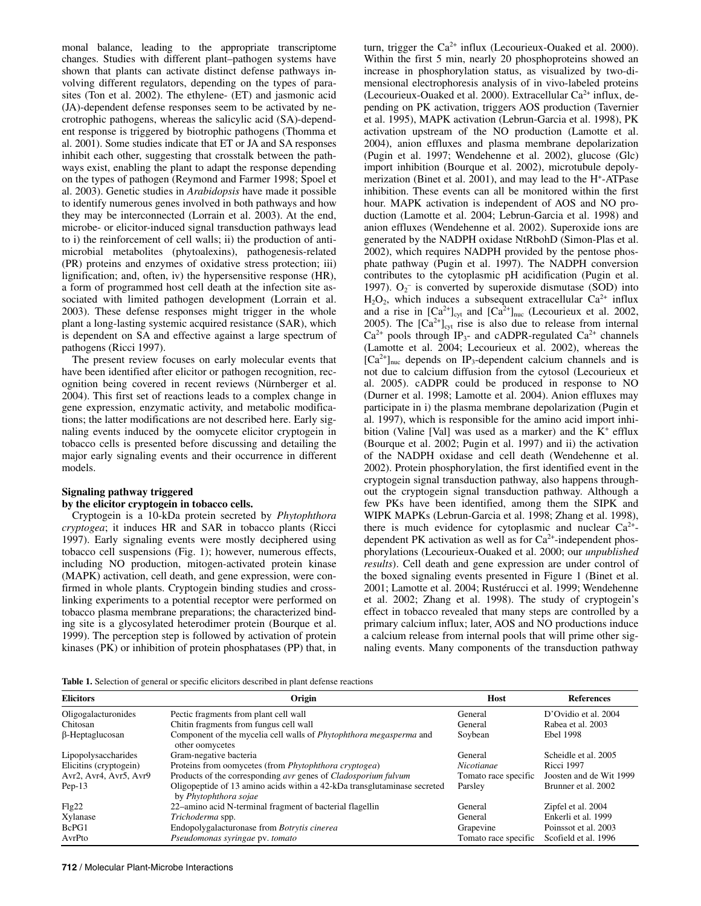monal balance, leading to the appropriate transcriptome changes. Studies with different plant–pathogen systems have shown that plants can activate distinct defense pathways involving different regulators, depending on the types of parasites (Ton et al. 2002). The ethylene- (ET) and jasmonic acid (JA)-dependent defense responses seem to be activated by necrotrophic pathogens, whereas the salicylic acid (SA)-dependent response is triggered by biotrophic pathogens (Thomma et al. 2001). Some studies indicate that ET or JA and SA responses inhibit each other, suggesting that crosstalk between the pathways exist, enabling the plant to adapt the response depending on the types of pathogen (Reymond and Farmer 1998; Spoel et al. 2003). Genetic studies in *Arabidopsis* have made it possible to identify numerous genes involved in both pathways and how they may be interconnected (Lorrain et al. 2003). At the end, microbe- or elicitor-induced signal transduction pathways lead to i) the reinforcement of cell walls; ii) the production of antimicrobial metabolites (phytoalexins), pathogenesis-related (PR) proteins and enzymes of oxidative stress protection; iii) lignification; and, often, iv) the hypersensitive response (HR), a form of programmed host cell death at the infection site associated with limited pathogen development (Lorrain et al. 2003). These defense responses might trigger in the whole plant a long-lasting systemic acquired resistance (SAR), which is dependent on SA and effective against a large spectrum of pathogens (Ricci 1997).

The present review focuses on early molecular events that have been identified after elicitor or pathogen recognition, recognition being covered in recent reviews (Nürnberger et al. 2004). This first set of reactions leads to a complex change in gene expression, enzymatic activity, and metabolic modifications; the latter modifications are not described here. Early signaling events induced by the oomycete elicitor cryptogein in tobacco cells is presented before discussing and detailing the major early signaling events and their occurrence in different models.

### Signaling pathway triggered by the elicitor cryptogein in tobacco cells.

Cryptogein is a 10-kDa protein secreted by *Phytophthora cryptogea*; it induces HR and SAR in tobacco plants (Ricci 1997). Early signaling events were mostly deciphered using tobacco cell suspensions (Fig. 1); however, numerous effects, including NO production, mitogen-activated protein kinase (MAPK) activation, cell death, and gene expression, were confirmed in whole plants. Cryptogein binding studies and cross-linking experiments to a potential receptor were performed on tobacco plasma membrane preparations; the characterized binding site is a glycosylated heterodimer protein (Bourque et al. 1999). The perception step is followed by activation of protein kinases (PK) or inhibition of protein phosphatases (PP) that, in turn, trigger the $Ca^{2+}$ influx (Lecourieux-Ouaked et al. 2000). Within the first 5 min, nearly 20 phosphoproteins showed an increase in phosphorylation status, as visualized by two-dimensional electrophoresis analysis of in vivo-labeled proteins (Lecourieux-Ouaked et al. 2000). Extracellular $Ca^{2+}$ influx, depending on PK activation, triggers AOS production (Tavernier et al. 1995), MAPK activation (Lebrun-Garcia et al. 1998), PK activation upstream of the NO production (Lamotte et al. 2004), anion effluxes and plasma membrane depolarization (Pugin et al. 1997; Wendehenne et al. 2002), glucose (Glc) import inhibition (Bourque et al. 2002), microtubule depolymerization (Binet et al. 2001), and may lead to the $H^+$-ATPase inhibition. These events can all be monitored within the first hour. MAPK activation is independent of AOS and NO production (Lamotte et al. 2004; Lebrun-Garcia et al. 1998) and anion effluxes (Wendehenne et al. 2002). Superoxide ions are generated by the NADPH oxidase NtRbohD (Simon-Plas et al. 2002), which requires NADPH provided by the pentose phosphate pathway (Pugin et al. 1997). The NADPH conversion contributes to the cytoplasmic pH acidification (Pugin et al. 1997). $O_2^-$ is converted by superoxide dismutase (SOD) into $H_2O_2$, which induces a subsequent extracellular $Ca^{2+}$ influx and a rise in $[Ca^{2+}]_{cyt}$ and $[Ca^{2+}]_{nuc}$ (Lecourieux et al. 2002, 2005). The $[Ca^{2+}]_{cyt}$ rise is also due to release from internal $Ca^{2+}$ pools through $IP_3$- and cADPR-regulated $Ca^{2+}$ channels (Lamotte et al. 2004; Lecourieux et al. 2002), whereas the $[Ca^{2+}]_{nuc}$ depends on $IP_3$-dependent calcium channels and is not due to calcium diffusion from the cytosol (Lecourieux et al. 2005). cADPR could be produced in response to NO (Durner et al. 1998; Lamotte et al. 2004). Anion effluxes may participate in i) the plasma membrane depolarization (Pugin et al. 1997), which is responsible for the amino acid import inhibition (Valine [Val] was used as a marker) and the $K^+$ efflux (Bourque et al. 2002; Pugin et al. 1997) and ii) the activation of the NADPH oxidase and cell death (Wendehenne et al. 2002). Protein phosphorylation, the first identified event in the cryptogein signal transduction pathway, also happens throughout the cryptogein signal transduction pathway. Although a few PKs have been identified, among them the SIPK and WIPK MAPKs (Lebrun-Garcia et al. 1998; Zhang et al. 1998), there is much evidence for cytoplasmic and nuclear $Ca^{2+}$-dependent PK activation as well as for $Ca^{2+}$-independent phosphorylations (Lecourieux-Ouaked et al. 2000; our *unpublished results*). Cell death and gene expression are under control of the boxed signaling events presented in Figure 1 (Binet et al. 2001; Lamotte et al. 2004; Rustérucci et al. 1999; Wendehenne et al. 2002; Zhang et al. 1998). The study of cryptogein's effect in tobacco revealed that many steps are controlled by a primary calcium influx; later, AOS and NO productions induce a calcium release from internal pools that will prime other signaling events. Many components of the transduction pathway

**Table 1.** Selection of general or specific elicitors described in plant defense reactions

| Elicitors | Origin | Host | References |
|---|---|---|---|
| Oligogalacturonides | Pectic fragments from plant cell wall | General | D'Ovidio et al. 2004 |
| Chitosan | Chitin fragments from fungus cell wall | General | Rabea et al. 2003 |
| β-Heptaglucosan | Component of the mycelia cell walls of *Phytophthora megasperma* and other oomycetes | Soybean | Ebel 1998 |
| Lipopolysaccharides | Gram-negative bacteria | General | Scheidle et al. 2005 |
| Elicitins (cryptogein) | Proteins from oomycetes (from *Phytophthora cryptogea*) | *Nicotianae* | Ricci 1997 |
| Avr2, Avr4, Avr5, Avr9 | Products of the corresponding *avr* genes of *Cladosporium fulvum* | Tomato race specific | Joosten and de Wit 1999 |
| Pep-13 | Oligopeptide of 13 amino acids within a 42-kDa transglutaminase secreted by *Phytophthora sojae* | Parsley | Brunner et al. 2002 |
| Flg22 | 22–amino acid N-terminal fragment of bacterial flagellin | General | Zipfel et al. 2004 |
| Xylanase | *Trichoderma* spp. | General | Enkerli et al. 1999 |
| BcPG1 | Endopolygalacturonase from *Botrytis cinerea* | Grapevine | Poinssot et al. 2003 |
| AvrPto | *Pseudomonas syringae* pv. *tomato* | Tomato race specific | Scofield et al. 1996 |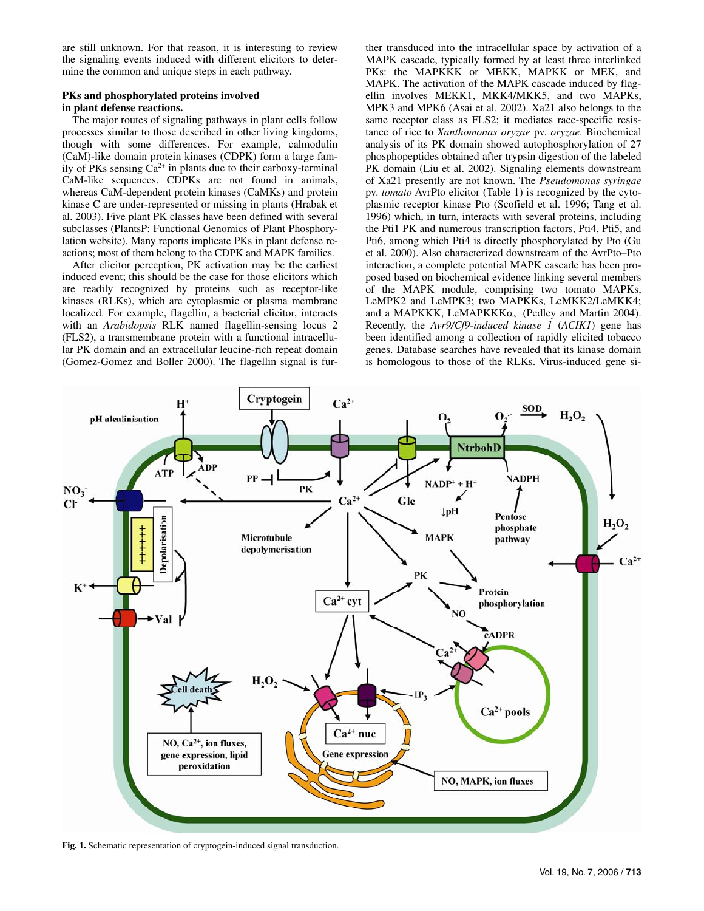are still unknown. For that reason, it is interesting to review the signaling events induced with different elicitors to determine the common and unique steps in each pathway.

### PKs and phosphorylated proteins involved in plant defense reactions.

The major routes of signaling pathways in plant cells follow processes similar to those described in other living kingdoms, though with some differences. For example, calmodulin (CaM)-like domain protein kinases (CDPK) form a large family of PKs sensing $Ca^{2+}$ in plants due to their carboxy-terminal CaM-like sequences. CDPKs are not found in animals, whereas CaM-dependent protein kinases (CaMKs) and protein kinase C are under-represented or missing in plants (Hrabak et al. 2003). Five plant PK classes have been defined with several subclasses (PlantsP: Functional Genomics of Plant Phosphorylation website). Many reports implicate PKs in plant defense reactions; most of them belong to the CDPK and MAPK families.

After elicitor perception, PK activation may be the earliest induced event; this should be the case for those elicitors which are readily recognized by proteins such as receptor-like kinases (RLKs), which are cytoplasmic or plasma membrane localized. For example, flagellin, a bacterial elicitor, interacts with an *Arabidopsis* RLK named flagellin-sensing locus 2 (FLS2), a transmembrane protein with a functional intracellular PK domain and an extracellular leucine-rich repeat domain (Gomez-Gomez and Boller 2000). The flagellin signal is further transduced into the intracellular space by activation of a MAPK cascade, typically formed by at least three interlinked PKs: the MAPKKK or MEKK, MAPKK or MEK, and MAPK. The activation of the MAPK cascade induced by flagellin involves MEKK1, MKK4/MKK5, and two MAPKs, MPK3 and MPK6 (Asai et al. 2002). Xa21 also belongs to the same receptor class as FLS2; it mediates race-specific resistance of rice to *Xanthomonas oryzae* pv. *oryzae*. Biochemical analysis of its PK domain showed autophosphorylation of 27 phosphopeptides obtained after trypsin digestion of the labeled PK domain (Liu et al. 2002). Signaling elements downstream of Xa21 presently are not known. The *Pseudomonas syringae* pv. *tomato* AvrPto elicitor (Table 1) is recognized by the cytoplasmic receptor kinase Pto (Scofield et al. 1996; Tang et al. 1996) which, in turn, interacts with several proteins, including the Pti1 PK and numerous transcription factors, Pti4, Pti5, and Pti6, among which Pti4 is directly phosphorylated by Pto (Gu et al. 2000). Also characterized downstream of the AvrPto–Pto interaction, a complete potential MAPK cascade has been proposed based on biochemical evidence linking several members of the MAPK module, comprising two tomato MAPKs, LeMPK2 and LeMPK3; two MAPKKs, LeMKK2/LeMKK4; and a MAPKKK, LeMAPKKKα, (Pedley and Martin 2004). Recently, the *Avr9/Cf9-induced kinase 1* (*ACIK1*) gene has been identified among a collection of rapidly elicited tobacco genes. Database searches have revealed that its kinase domain is homologous to those of the RLKs. Virus-induced gene si-

**Fig. 1.** Schematic representation of cryptogein-induced signal transduction.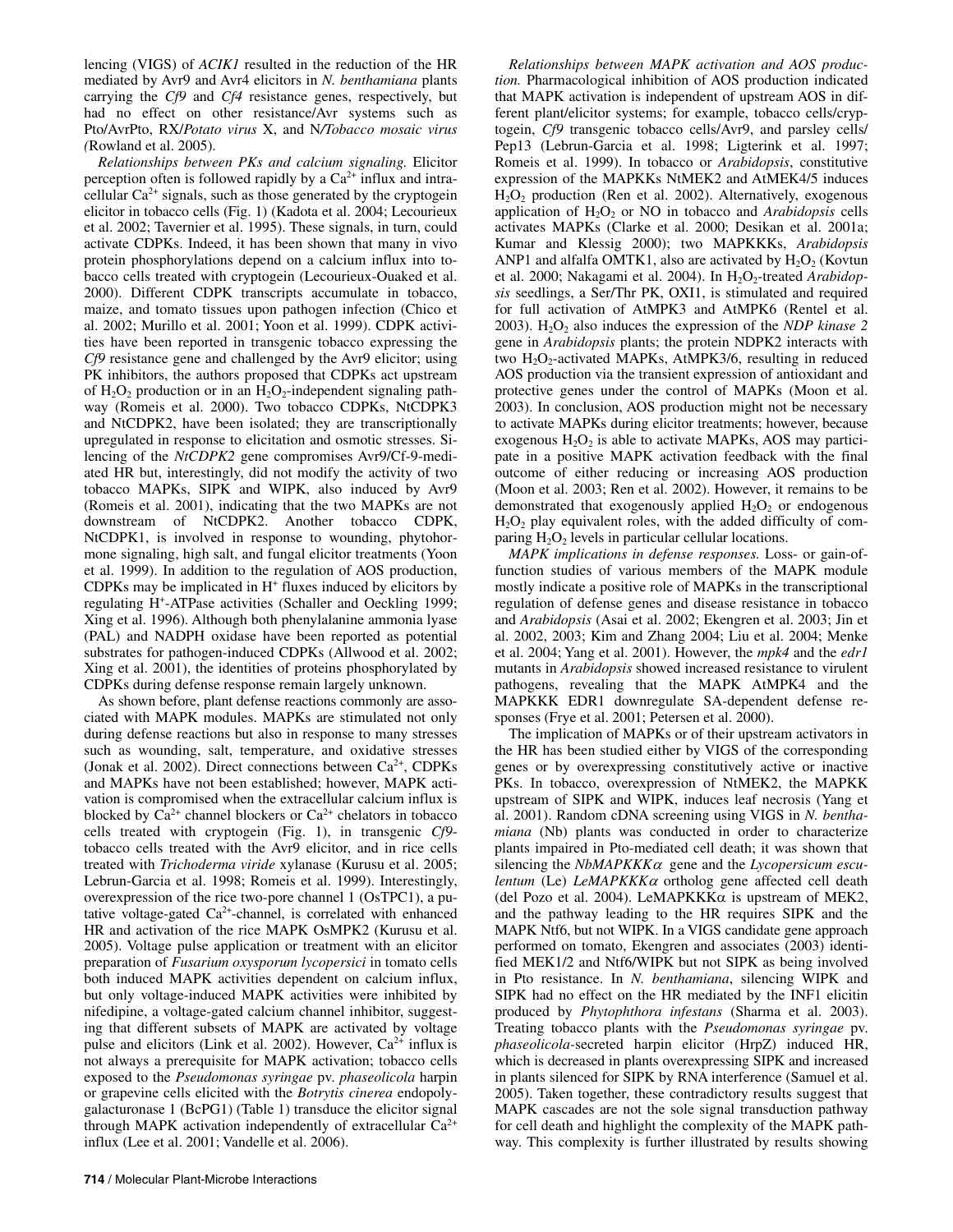lencing (VIGS) of *ACIK1* resulted in the reduction of the HR mediated by Avr9 and Avr4 elicitors in *N. benthamiana* plants carrying the *Cf9* and *Cf4* resistance genes, respectively, but had no effect on other resistance/Avr systems such as Pto/AvrPto, RX/*Potato virus* X, and N/*Tobacco mosaic virus* (Rowland et al. 2005).

*Relationships between PKs and calcium signaling.* Elicitor perception often is followed rapidly by a $Ca^{2+}$ influx and intracellular $Ca^{2+}$ signals, such as those generated by the cryptogein elicitor in tobacco cells (Fig. 1) (Kadota et al. 2004; Lecourieux et al. 2002; Tavernier et al. 1995). These signals, in turn, could activate CDPKs. Indeed, it has been shown that many in vivo protein phosphorylations depend on a calcium influx into tobacco cells treated with cryptogein (Lecourieux-Ouaked et al. 2000). Different CDPK transcripts accumulate in tobacco, maize, and tomato tissues upon pathogen infection (Chico et al. 2002; Murillo et al. 2001; Yoon et al. 1999). CDPK activities have been reported in transgenic tobacco expressing the *Cf9* resistance gene and challenged by the Avr9 elicitor; using PK inhibitors, the authors proposed that CDPKs act upstream of $H_2O_2$ production or in an $H_2O_2$-independent signaling pathway (Romeis et al. 2000). Two tobacco CDPKs, NtCDPK3 and NtCDPK2, have been isolated; they are transcriptionally upregulated in response to elicitation and osmotic stresses. Silencing of the *NtCDPK2* gene compromises Avr9/Cf-9-mediated HR but, interestingly, did not modify the activity of two tobacco MAPKs, SIPK and WIPK, also induced by Avr9 (Romeis et al. 2001), indicating that the two MAPKs are not downstream of NtCDPK2. Another tobacco CDPK, NtCDPK1, is involved in response to wounding, phytohormone signaling, high salt, and fungal elicitor treatments (Yoon et al. 1999). In addition to the regulation of AOS production, CDPKs may be implicated in $H^+$ fluxes induced by elicitors by regulating $H^+$-ATPase activities (Schaller and Oeckling 1999; Xing et al. 1996). Although both phenylalanine ammonia lyase (PAL) and NADPH oxidase have been reported as potential substrates for pathogen-induced CDPKs (Allwood et al. 2002; Xing et al. 2001), the identities of proteins phosphorylated by CDPKs during defense response remain largely unknown.

As shown before, plant defense reactions commonly are associated with MAPK modules. MAPKs are stimulated not only during defense reactions but also in response to many stresses such as wounding, salt, temperature, and oxidative stresses (Jonak et al. 2002). Direct connections between $Ca^{2+}$, CDPKs and MAPKs have not been established; however, MAPK activation is compromised when the extracellular calcium influx is blocked by $Ca^{2+}$ channel blockers or $Ca^{2+}$ chelators in tobacco cells treated with cryptogein (Fig. 1), in transgenic *Cf9*-tobacco cells treated with the Avr9 elicitor, and in rice cells treated with *Trichoderma viride* xylanase (Kurusu et al. 2005; Lebrun-Garcia et al. 1998; Romeis et al. 1999). Interestingly, overexpression of the rice two-pore channel 1 (OsTPC1), a putative voltage-gated $Ca^{2+}$-channel, is correlated with enhanced HR and activation of the rice MAPK OsMPK2 (Kurusu et al. 2005). Voltage pulse application or treatment with an elicitor preparation of *Fusarium oxysporum lycopersici* in tomato cells both induced MAPK activities dependent on calcium influx, but only voltage-induced MAPK activities were inhibited by nifedipine, a voltage-gated calcium channel inhibitor, suggesting that different subsets of MAPK are activated by voltage pulse and elicitors (Link et al. 2002). However, $Ca^{2+}$ influx is not always a prerequisite for MAPK activation; tobacco cells exposed to the *Pseudomonas syringae* pv. *phaseolicola* harpin or grapevine cells elicited with the *Botrytis cinerea* endopolygalacturonase 1 (BcPG1) (Table 1) transduce the elicitor signal through MAPK activation independently of extracellular $Ca^{2+}$ influx (Lee et al. 2001; Vandelle et al. 2006).

*Relationships between MAPK activation and AOS production.* Pharmacological inhibition of AOS production indicated that MAPK activation is independent of upstream AOS in different plant/elicitor systems; for example, tobacco cells/cryptogein, *Cf9* transgenic tobacco cells/Avr9, and parsley cells/Pep13 (Lebrun-Garcia et al. 1998; Ligterink et al. 1997; Romeis et al. 1999). In tobacco or *Arabidopsis*, constitutive expression of the MAPKKs NtMEK2 and AtMEK4/5 induces $H_2O_2$ production (Ren et al. 2002). Alternatively, exogenous application of $H_2O_2$ or NO in tobacco and *Arabidopsis* cells activates MAPKs (Clarke et al. 2000; Desikan et al. 2001a; Kumar and Klessig 2000); two MAPKKKs, *Arabidopsis* ANP1 and alfalfa OMTK1, also are activated by $H_2O_2$ (Kovtun et al. 2000; Nakagami et al. 2004). In $H_2O_2$-treated *Arabidopsis* seedlings, a Ser/Thr PK, OXI1, is stimulated and required for full activation of AtMPK3 and AtMPK6 (Rentel et al. 2003). $H_2O_2$ also induces the expression of the *NDP kinase 2* gene in *Arabidopsis* plants; the protein NDPK2 interacts with two $H_2O_2$-activated MAPKs, AtMPK3/6, resulting in reduced AOS production via the transient expression of antioxidant and protective genes under the control of MAPKs (Moon et al. 2003). In conclusion, AOS production might not be necessary to activate MAPKs during elicitor treatments; however, because exogenous $H_2O_2$ is able to activate MAPKs, AOS may participate in a positive MAPK activation feedback with the final outcome of either reducing or increasing AOS production (Moon et al. 2003; Ren et al. 2002). However, it remains to be demonstrated that exogenously applied $H_2O_2$ or endogenous $H_2O_2$ play equivalent roles, with the added difficulty of comparing $H_2O_2$ levels in particular cellular locations.

*MAPK implications in defense responses.* Loss- or gain-of-function studies of various members of the MAPK module mostly indicate a positive role of MAPKs in the transcriptional regulation of defense genes and disease resistance in tobacco and *Arabidopsis* (Asai et al. 2002; Ekengren et al. 2003; Jin et al. 2002, 2003; Kim and Zhang 2004; Liu et al. 2004; Menke et al. 2004; Yang et al. 2001). However, the *mpk4* and the *edr1* mutants in *Arabidopsis* showed increased resistance to virulent pathogens, revealing that the MAPK AtMPK4 and the MAPKKK EDR1 downregulate SA-dependent defense responses (Frye et al. 2001; Petersen et al. 2000).

The implication of MAPKs or of their upstream activators in the HR has been studied either by VIGS of the corresponding genes or by overexpressing constitutively active or inactive PKs. In tobacco, overexpression of NtMEK2, the MAPKK upstream of SIPK and WIPK, induces leaf necrosis (Yang et al. 2001). Random cDNA screening using VIGS in *N. benthamiana* (Nb) plants was conducted in order to characterize plants impaired in Pto-mediated cell death; it was shown that silencing the *NbMAPKKKα* gene and the *Lycopersicum esculentum* (Le) *LeMAPKKKα* ortholog gene affected cell death (del Pozo et al. 2004). LeMAPKKKα is upstream of MEK2, and the pathway leading to the HR requires SIPK and the MAPK Ntf6, but not WIPK. In a VIGS candidate gene approach performed on tomato, Ekengren and associates (2003) identified MEK1/2 and Ntf6/WIPK but not SIPK as being involved in Pto resistance. In *N. benthamiana*, silencing WIPK and SIPK had no effect on the HR mediated by the INF1 elicitin produced by *Phytophthora infestans* (Sharma et al. 2003). Treating tobacco plants with the *Pseudomonas syringae* pv. *phaseolicola*-secreted harpin elicitor (HrpZ) induced HR, which is decreased in plants overexpressing SIPK and increased in plants silenced for SIPK by RNA interference (Samuel et al. 2005). Taken together, these contradictory results suggest that MAPK cascades are not the sole signal transduction pathway for cell death and highlight the complexity of the MAPK pathway. This complexity is further illustrated by results showing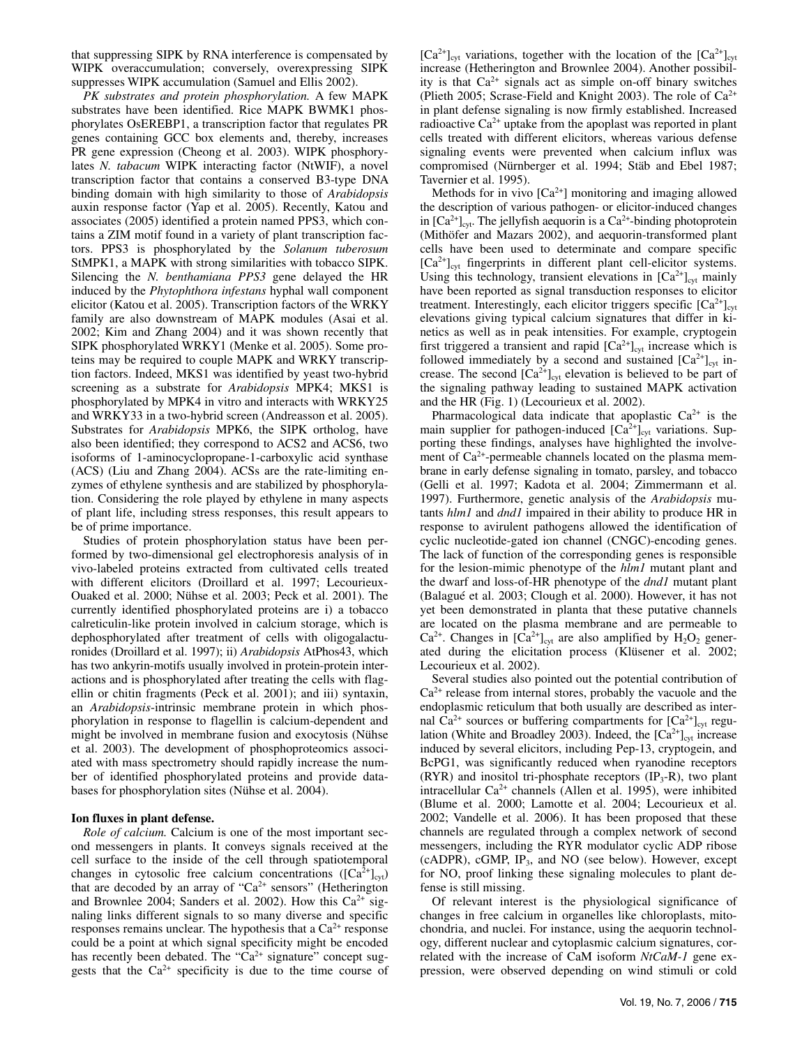that suppressing SIPK by RNA interference is compensated by WIPK overaccumulation; conversely, overexpressing SIPK suppresses WIPK accumulation (Samuel and Ellis 2002).

*PK substrates and protein phosphorylation.* A few MAPK substrates have been identified. Rice MAPK BWMK1 phosphorylates OsEREBP1, a transcription factor that regulates PR genes containing GCC box elements and, thereby, increases PR gene expression (Cheong et al. 2003). WIPK phosphorylates *N. tabacum* WIPK interacting factor (NtWIF), a novel transcription factor that contains a conserved B3-type DNA binding domain with high similarity to those of *Arabidopsis* auxin response factor (Yap et al. 2005). Recently, Katou and associates (2005) identified a protein named PPS3, which contains a ZIM motif found in a variety of plant transcription factors. PPS3 is phosphorylated by the *Solanum tuberosum* StMPK1, a MAPK with strong similarities with tobacco SIPK. Silencing the *N. benthamiana PPS3* gene delayed the HR induced by the *Phytophthora infestans* hyphal wall component elicitor (Katou et al. 2005). Transcription factors of the WRKY family are also downstream of MAPK modules (Asai et al. 2002; Kim and Zhang 2004) and it was shown recently that SIPK phosphorylated WRKY1 (Menke et al. 2005). Some proteins may be required to couple MAPK and WRKY transcription factors. Indeed, MKS1 was identified by yeast two-hybrid screening as a substrate for *Arabidopsis* MPK4; MKS1 is phosphorylated by MPK4 in vitro and interacts with WRKY25 and WRKY33 in a two-hybrid screen (Andreasson et al. 2005). Substrates for *Arabidopsis* MPK6, the SIPK ortholog, have also been identified; they correspond to ACS2 and ACS6, two isoforms of 1-aminocyclopropane-1-carboxylic acid synthase (ACS) (Liu and Zhang 2004). ACSs are the rate-limiting enzymes of ethylene synthesis and are stabilized by phosphorylation. Considering the role played by ethylene in many aspects of plant life, including stress responses, this result appears to be of prime importance.

Studies of protein phosphorylation status have been performed by two-dimensional gel electrophoresis analysis of in vivo-labeled proteins extracted from cultivated cells treated with different elicitors (Droillard et al. 1997; Lecourieux-Ouaked et al. 2000; Nühse et al. 2003; Peck et al. 2001). The currently identified phosphorylated proteins are i) a tobacco calreticulin-like protein involved in calcium storage, which is dephosphorylated after treatment of cells with oligogalacturonides (Droillard et al. 1997); ii) *Arabidopsis* AtPhos43, which has two ankyrin-motifs usually involved in protein-protein interactions and is phosphorylated after treating the cells with flagellin or chitin fragments (Peck et al. 2001); and iii) syntaxin, an *Arabidopsis*-intrinsic membrane protein in which phosphorylation in response to flagellin is calcium-dependent and might be involved in membrane fusion and exocytosis (Nühse et al. 2003). The development of phosphoproteomics associated with mass spectrometry should rapidly increase the number of identified phosphorylated proteins and provide databases for phosphorylation sites (Nühse et al. 2004).

**Ion fluxes in plant defense.**

*Role of calcium.* Calcium is one of the most important second messengers in plants. It conveys signals received at the cell surface to the inside of the cell through spatiotemporal changes in cytosolic free calcium concentrations ($[Ca^{2+}]_{cyt}$) that are decoded by an array of "$Ca^{2+}$ sensors" (Hetherington and Brownlee 2004; Sanders et al. 2002). How this $Ca^{2+}$ signaling links different signals to so many diverse and specific responses remains unclear. The hypothesis that a $Ca^{2+}$ response could be a point at which signal specificity might be encoded has recently been debated. The "$Ca^{2+}$ signature" concept suggests that the $Ca^{2+}$ specificity is due to the time course of $[Ca^{2+}]_{cyt}$ variations, together with the location of the $[Ca^{2+}]_{cyt}$ increase (Hetherington and Brownlee 2004). Another possibility is that $Ca^{2+}$ signals act as simple on-off binary switches (Plieth 2005; Scrase-Field and Knight 2003). The role of $Ca^{2+}$ in plant defense signaling is now firmly established. Increased radioactive $Ca^{2+}$ uptake from the apoplast was reported in plant cells treated with different elicitors, whereas various defense signaling events were prevented when calcium influx was compromised (Nürnberger et al. 1994; Stäb and Ebel 1987; Tavernier et al. 1995).

Methods for in vivo $[Ca^{2+}]$ monitoring and imaging allowed the description of various pathogen- or elicitor-induced changes in $[Ca^{2+}]_{cyt}$. The jellyfish aequorin is a $Ca^{2+}$-binding photoprotein (Mithöfer and Mazars 2002), and aequorin-transformed plant cells have been used to determinate and compare specific $[Ca^{2+}]_{cyt}$ fingerprints in different plant cell-elicitor systems. Using this technology, transient elevations in $[Ca^{2+}]_{cyt}$ mainly have been reported as signal transduction responses to elicitor treatment. Interestingly, each elicitor triggers specific $[Ca^{2+}]_{cyt}$ elevations giving typical calcium signatures that differ in kinetics as well as in peak intensities. For example, cryptogein first triggered a transient and rapid $[Ca^{2+}]_{cyt}$ increase which is followed immediately by a second and sustained $[Ca^{2+}]_{cyt}$ increase. The second $[Ca^{2+}]_{cyt}$ elevation is believed to be part of the signaling pathway leading to sustained MAPK activation and the HR (Fig. 1) (Lecourieux et al. 2002).

Pharmacological data indicate that apoplastic $Ca^{2+}$ is the main supplier for pathogen-induced $[Ca^{2+}]_{cyt}$ variations. Supporting these findings, analyses have highlighted the involvement of $Ca^{2+}$-permeable channels located on the plasma membrane in early defense signaling in tomato, parsley, and tobacco (Gelli et al. 1997; Kadota et al. 2004; Zimmermann et al. 1997). Furthermore, genetic analysis of the *Arabidopsis* mutants *hlm1* and *dnd1* impaired in their ability to produce HR in response to avirulent pathogens allowed the identification of cyclic nucleotide-gated ion channel (CNGC)-encoding genes. The lack of function of the corresponding genes is responsible for the lesion-mimic phenotype of the *hlm1* mutant plant and the dwarf and loss-of-HR phenotype of the *dnd1* mutant plant (Balagué et al. 2003; Clough et al. 2000). However, it has not yet been demonstrated in planta that these putative channels are located on the plasma membrane and are permeable to $Ca^{2+}$. Changes in $[Ca^{2+}]_{cyt}$ are also amplified by $H_2O_2$ generated during the elicitation process (Klüsener et al. 2002; Lecourieux et al. 2002).

Several studies also pointed out the potential contribution of $Ca^{2+}$ release from internal stores, probably the vacuole and the endoplasmic reticulum that both usually are described as internal $Ca^{2+}$ sources or buffering compartments for $[Ca^{2+}]_{cyt}$ regulation (White and Broadley 2003). Indeed, the $[Ca^{2+}]_{cyt}$ increase induced by several elicitors, including Pep-13, cryptogein, and BcPG1, was significantly reduced when ryanodine receptors (RYR) and inositol tri-phosphate receptors ($IP_3$-R), two plant intracellular $Ca^{2+}$ channels (Allen et al. 1995), were inhibited (Blume et al. 2000; Lamotte et al. 2004; Lecourieux et al. 2002; Vandelle et al. 2006). It has been proposed that these channels are regulated through a complex network of second messengers, including the RYR modulator cyclic ADP ribose (cADPR), cGMP, $IP_3$, and NO (see below). However, except for NO, proof linking these signaling molecules to plant defense is still missing.

Of relevant interest is the physiological significance of changes in free calcium in organelles like chloroplasts, mitochondria, and nuclei. For instance, using the aequorin technology, different nuclear and cytoplasmic calcium signatures, correlated with the increase of CaM isoform *NtCaM-1* gene expression, were observed depending on wind stimuli or cold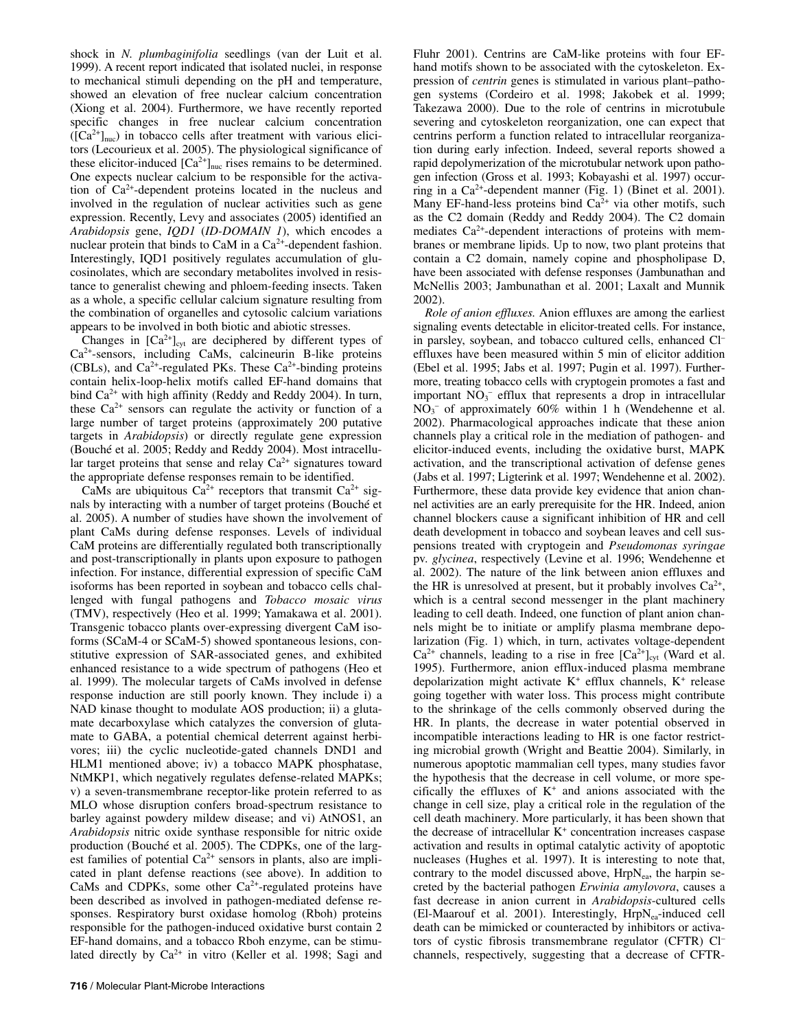shock in *N. plumbaginifolia* seedlings (van der Luit et al. 1999). A recent report indicated that isolated nuclei, in response to mechanical stimuli depending on the pH and temperature, showed an elevation of free nuclear calcium concentration (Xiong et al. 2004). Furthermore, we have recently reported specific changes in free nuclear calcium concentration ($[Ca^{2+}]_{nuc}$) in tobacco cells after treatment with various elicitors (Lecourieux et al. 2005). The physiological significance of these elicitor-induced $[Ca^{2+}]_{nuc}$ rises remains to be determined. One expects nuclear calcium to be responsible for the activation of $Ca^{2+}$-dependent proteins located in the nucleus and involved in the regulation of nuclear activities such as gene expression. Recently, Levy and associates (2005) identified an *Arabidopsis* gene, *IQD1* (*ID-DOMAIN 1*), which encodes a nuclear protein that binds to CaM in a $Ca^{2+}$-dependent fashion. Interestingly, IQD1 positively regulates accumulation of glucosinolates, which are secondary metabolites involved in resistance to generalist chewing and phloem-feeding insects. Taken as a whole, a specific cellular calcium signature resulting from the combination of organelles and cytosolic calcium variations appears to be involved in both biotic and abiotic stresses.

Changes in $[Ca^{2+}]_{cyt}$ are deciphered by different types of $Ca^{2+}$-sensors, including CaMs, calcineurin B-like proteins (CBLs), and $Ca^{2+}$-regulated PKs. These $Ca^{2+}$-binding proteins contain helix-loop-helix motifs called EF-hand domains that bind $Ca^{2+}$ with high affinity (Reddy and Reddy 2004). In turn, these $Ca^{2+}$ sensors can regulate the activity or function of a large number of target proteins (approximately 200 putative targets in *Arabidopsis*) or directly regulate gene expression (Bouché et al. 2005; Reddy and Reddy 2004). Most intracellular target proteins that sense and relay $Ca^{2+}$ signatures toward the appropriate defense responses remain to be identified.

CaMs are ubiquitous $Ca^{2+}$ receptors that transmit $Ca^{2+}$ signals by interacting with a number of target proteins (Bouché et al. 2005). A number of studies have shown the involvement of plant CaMs during defense responses. Levels of individual CaM proteins are differentially regulated both transcriptionally and post-transcriptionally in plants upon exposure to pathogen infection. For instance, differential expression of specific CaM isoforms has been reported in soybean and tobacco cells challenged with fungal pathogens and *Tobacco mosaic virus* (TMV), respectively (Heo et al. 1999; Yamakawa et al. 2001). Transgenic tobacco plants over-expressing divergent CaM isoforms (SCaM-4 or SCaM-5) showed spontaneous lesions, constitutive expression of SAR-associated genes, and exhibited enhanced resistance to a wide spectrum of pathogens (Heo et al. 1999). The molecular targets of CaMs involved in defense response induction are still poorly known. They include i) a NAD kinase thought to modulate AOS production; ii) a glutamate decarboxylase which catalyzes the conversion of glutamate to GABA, a potential chemical deterrent against herbivores; iii) the cyclic nucleotide-gated channels DND1 and HLM1 mentioned above; iv) a tobacco MAPK phosphatase, NtMKP1, which negatively regulates defense-related MAPKs; v) a seven-transmembrane receptor-like protein referred to as MLO whose disruption confers broad-spectrum resistance to barley against powdery mildew disease; and vi) AtNOS1, an *Arabidopsis* nitric oxide synthase responsible for nitric oxide production (Bouché et al. 2005). The CDPKs, one of the largest families of potential $Ca^{2+}$ sensors in plants, also are implicated in plant defense reactions (see above). In addition to CaMs and CDPKs, some other $Ca^{2+}$-regulated proteins have been described as involved in pathogen-mediated defense responses. Respiratory burst oxidase homolog (Rboh) proteins responsible for the pathogen-induced oxidative burst contain 2 EF-hand domains, and a tobacco Rboh enzyme, can be stimulated directly by $Ca^{2+}$ in vitro (Keller et al. 1998; Sagi and Fluhr 2001). Centrins are CaM-like proteins with four EF-hand motifs shown to be associated with the cytoskeleton. Expression of *centrin* genes is stimulated in various plant–pathogen systems (Cordeiro et al. 1998; Jakobek et al. 1999; Takezawa 2000). Due to the role of centrins in microtubule severing and cytoskeleton reorganization, one can expect that centrins perform a function related to intracellular reorganization during early infection. Indeed, several reports showed a rapid depolymerization of the microtubular network upon pathogen infection (Gross et al. 1993; Kobayashi et al. 1997) occurring in a $Ca^{2+}$-dependent manner (Fig. 1) (Binet et al. 2001). Many EF-hand-less proteins bind $Ca^{2+}$ via other motifs, such as the C2 domain (Reddy and Reddy 2004). The C2 domain mediates $Ca^{2+}$-dependent interactions of proteins with membranes or membrane lipids. Up to now, two plant proteins that contain a C2 domain, namely copine and phospholipase D, have been associated with defense responses (Jambunathan and McNellis 2003; Jambunathan et al. 2001; Laxalt and Munnik 2002).

*Role of anion effluxes.* Anion effluxes are among the earliest signaling events detectable in elicitor-treated cells. For instance, in parsley, soybean, and tobacco cultured cells, enhanced $Cl^-$ effluxes have been measured within 5 min of elicitor addition (Ebel et al. 1995; Jabs et al. 1997; Pugin et al. 1997). Furthermore, treating tobacco cells with cryptogein promotes a fast and important $NO_3^-$ efflux that represents a drop in intracellular $NO_3^-$ of approximately 60% within 1 h (Wendehenne et al. 2002). Pharmacological approaches indicate that these anion channels play a critical role in the mediation of pathogen- and elicitor-induced events, including the oxidative burst, MAPK activation, and the transcriptional activation of defense genes (Jabs et al. 1997; Ligterink et al. 1997; Wendehenne et al. 2002). Furthermore, these data provide key evidence that anion channel activities are an early prerequisite for the HR. Indeed, anion channel blockers cause a significant inhibition of HR and cell death development in tobacco and soybean leaves and cell suspensions treated with cryptogein and *Pseudomonas syringae* pv. *glycinea*, respectively (Levine et al. 1996; Wendehenne et al. 2002). The nature of the link between anion effluxes and the HR is unresolved at present, but it probably involves $Ca^{2+}$, which is a central second messenger in the plant machinery leading to cell death. Indeed, one function of plant anion channels might be to initiate or amplify plasma membrane depolarization (Fig. 1) which, in turn, activates voltage-dependent $Ca^{2+}$ channels, leading to a rise in free $[Ca^{2+}]_{cyt}$ (Ward et al. 1995). Furthermore, anion efflux-induced plasma membrane depolarization might activate $K^+$ efflux channels, $K^+$ release going together with water loss. This process might contribute to the shrinkage of the cells commonly observed during the HR. In plants, the decrease in water potential observed in incompatible interactions leading to HR is one factor restricting microbial growth (Wright and Beattie 2004). Similarly, in numerous apoptotic mammalian cell types, many studies favor the hypothesis that the decrease in cell volume, or more specifically the effluxes of $K^+$ and anions associated with the change in cell size, play a critical role in the regulation of the cell death machinery. More particularly, it has been shown that the decrease of intracellular $K^+$ concentration increases caspase activation and results in optimal catalytic activity of apoptotic nucleases (Hughes et al. 1997). It is interesting to note that, contrary to the model discussed above, $HrpN_{ea}$, the harpin secreted by the bacterial pathogen *Erwinia amylovora*, causes a fast decrease in anion current in *Arabidopsis*-cultured cells (El-Maarouf et al. 2001). Interestingly, $HrpN_{ea}$-induced cell death can be mimicked or counteracted by inhibitors or activators of cystic fibrosis transmembrane regulator (CFTR) $Cl^-$ channels, respectively, suggesting that a decrease of CFTR-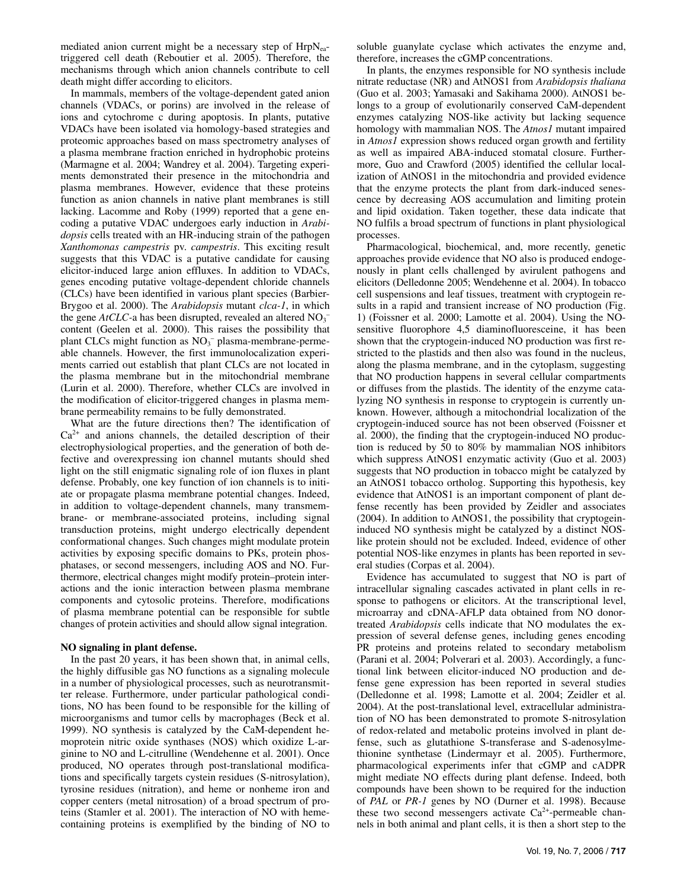mediated anion current might be a necessary step of $HrpN_{ea}$-triggered cell death (Reboutier et al. 2005). Therefore, the mechanisms through which anion channels contribute to cell death might differ according to elicitors.

In mammals, members of the voltage-dependent gated anion channels (VDACs, or porins) are involved in the release of ions and cytochrome c during apoptosis. In plants, putative VDACs have been isolated via homology-based strategies and proteomic approaches based on mass spectrometry analyses of a plasma membrane fraction enriched in hydrophobic proteins (Marmagne et al. 2004; Wandrey et al. 2004). Targeting experiments demonstrated their presence in the mitochondria and plasma membranes. However, evidence that these proteins function as anion channels in native plant membranes is still lacking. Lacomme and Roby (1999) reported that a gene encoding a putative VDAC undergoes early induction in *Arabidopsis* cells treated with an HR-inducing strain of the pathogen *Xanthomonas campestris* pv. *campestris*. This exciting result suggests that this VDAC is a putative candidate for causing elicitor-induced large anion effluxes. In addition to VDACs, genes encoding putative voltage-dependent chloride channels (CLCs) have been identified in various plant species (Barbier-Brygoo et al. 2000). The *Arabidopsis* mutant *clca-1*, in which the gene *AtCLC*-a has been disrupted, revealed an altered $NO_3^-$ content (Geelen et al. 2000). This raises the possibility that plant CLCs might function as $NO_3^-$ plasma-membrane-permeable channels. However, the first immunolocalization experiments carried out establish that plant CLCs are not located in the plasma membrane but in the mitochondrial membrane (Lurin et al. 2000). Therefore, whether CLCs are involved in the modification of elicitor-triggered changes in plasma membrane permeability remains to be fully demonstrated.

What are the future directions then? The identification of $Ca^{2+}$ and anions channels, the detailed description of their electrophysiological properties, and the generation of both defective and overexpressing ion channel mutants should shed light on the still enigmatic signaling role of ion fluxes in plant defense. Probably, one key function of ion channels is to initiate or propagate plasma membrane potential changes. Indeed, in addition to voltage-dependent channels, many transmembrane- or membrane-associated proteins, including signal transduction proteins, might undergo electrically dependent conformational changes. Such changes might modulate protein activities by exposing specific domains to PKs, protein phosphatases, or second messengers, including AOS and NO. Furthermore, electrical changes might modify protein–protein interactions and the ionic interaction between plasma membrane components and cytosolic proteins. Therefore, modifications of plasma membrane potential can be responsible for subtle changes of protein activities and should allow signal integration.

**NO signaling in plant defense.**

In the past 20 years, it has been shown that, in animal cells, the highly diffusible gas NO functions as a signaling molecule in a number of physiological processes, such as neurotransmitter release. Furthermore, under particular pathological conditions, NO has been found to be responsible for the killing of microorganisms and tumor cells by macrophages (Beck et al. 1999). NO synthesis is catalyzed by the CaM-dependent hemoprotein nitric oxide synthases (NOS) which oxidize L-arginine to NO and L-citrulline (Wendehenne et al. 2001). Once produced, NO operates through post-translational modifications and specifically targets cystein residues (S-nitrosylation), tyrosine residues (nitration), and heme or nonheme iron and copper centers (metal nitrosation) of a broad spectrum of proteins (Stamler et al. 2001). The interaction of NO with heme-containing proteins is exemplified by the binding of NO to soluble guanylate cyclase which activates the enzyme and, therefore, increases the cGMP concentrations.

In plants, the enzymes responsible for NO synthesis include nitrate reductase (NR) and AtNOS1 from *Arabidopsis thaliana* (Guo et al. 2003; Yamasaki and Sakihama 2000). AtNOS1 belongs to a group of evolutionarily conserved CaM-dependent enzymes catalyzing NOS-like activity but lacking sequence homology with mammalian NOS. The *Atnos1* mutant impaired in *Atnos1* expression shows reduced organ growth and fertility as well as impaired ABA-induced stomatal closure. Furthermore, Guo and Crawford (2005) identified the cellular localization of AtNOS1 in the mitochondria and provided evidence that the enzyme protects the plant from dark-induced senescence by decreasing AOS accumulation and limiting protein and lipid oxidation. Taken together, these data indicate that NO fulfils a broad spectrum of functions in plant physiological processes.

Pharmacological, biochemical, and, more recently, genetic approaches provide evidence that NO also is produced endogenously in plant cells challenged by avirulent pathogens and elicitors (Delledonne 2005; Wendehenne et al. 2004). In tobacco cell suspensions and leaf tissues, treatment with cryptogein results in a rapid and transient increase of NO production (Fig. 1) (Foissner et al. 2000; Lamotte et al. 2004). Using the NO-sensitive fluorophore 4,5 diaminofluoresceine, it has been shown that the cryptogein-induced NO production was first restricted to the plastids and then also was found in the nucleus, along the plasma membrane, and in the cytoplasm, suggesting that NO production happens in several cellular compartments or diffuses from the plastids. The identity of the enzyme catalyzing NO synthesis in response to cryptogein is currently unknown. However, although a mitochondrial localization of the cryptogein-induced source has not been observed (Foissner et al. 2000), the finding that the cryptogein-induced NO production is reduced by 50 to 80% by mammalian NOS inhibitors which suppress AtNOS1 enzymatic activity (Guo et al. 2003) suggests that NO production in tobacco might be catalyzed by an AtNOS1 tobacco ortholog. Supporting this hypothesis, key evidence that AtNOS1 is an important component of plant defense recently has been provided by Zeidler and associates (2004). In addition to AtNOS1, the possibility that cryptogein-induced NO synthesis might be catalyzed by a distinct NOS-like protein should not be excluded. Indeed, evidence of other potential NOS-like enzymes in plants has been reported in several studies (Corpas et al. 2004).

Evidence has accumulated to suggest that NO is part of intracellular signaling cascades activated in plant cells in response to pathogens or elicitors. At the transcriptional level, microarray and cDNA-AFLP data obtained from NO donor-treated *Arabidopsis* cells indicate that NO modulates the expression of several defense genes, including genes encoding PR proteins and proteins related to secondary metabolism (Parani et al. 2004; Polverari et al. 2003). Accordingly, a functional link between elicitor-induced NO production and defense gene expression has been reported in several studies (Delledonne et al. 1998; Lamotte et al. 2004; Zeidler et al. 2004). At the post-translational level, extracellular administration of NO has been demonstrated to promote S-nitrosylation of redox-related and metabolic proteins involved in plant defense, such as glutathione S-transferase and S-adenosylmethionine synthetase (Lindermayr et al. 2005). Furthermore, pharmacological experiments infer that cGMP and cADPR might mediate NO effects during plant defense. Indeed, both compounds have been shown to be required for the induction of *PAL* or *PR-1* genes by NO (Durner et al. 1998). Because these two second messengers activate $Ca^{2+}$-permeable channels in both animal and plant cells, it is then a short step to the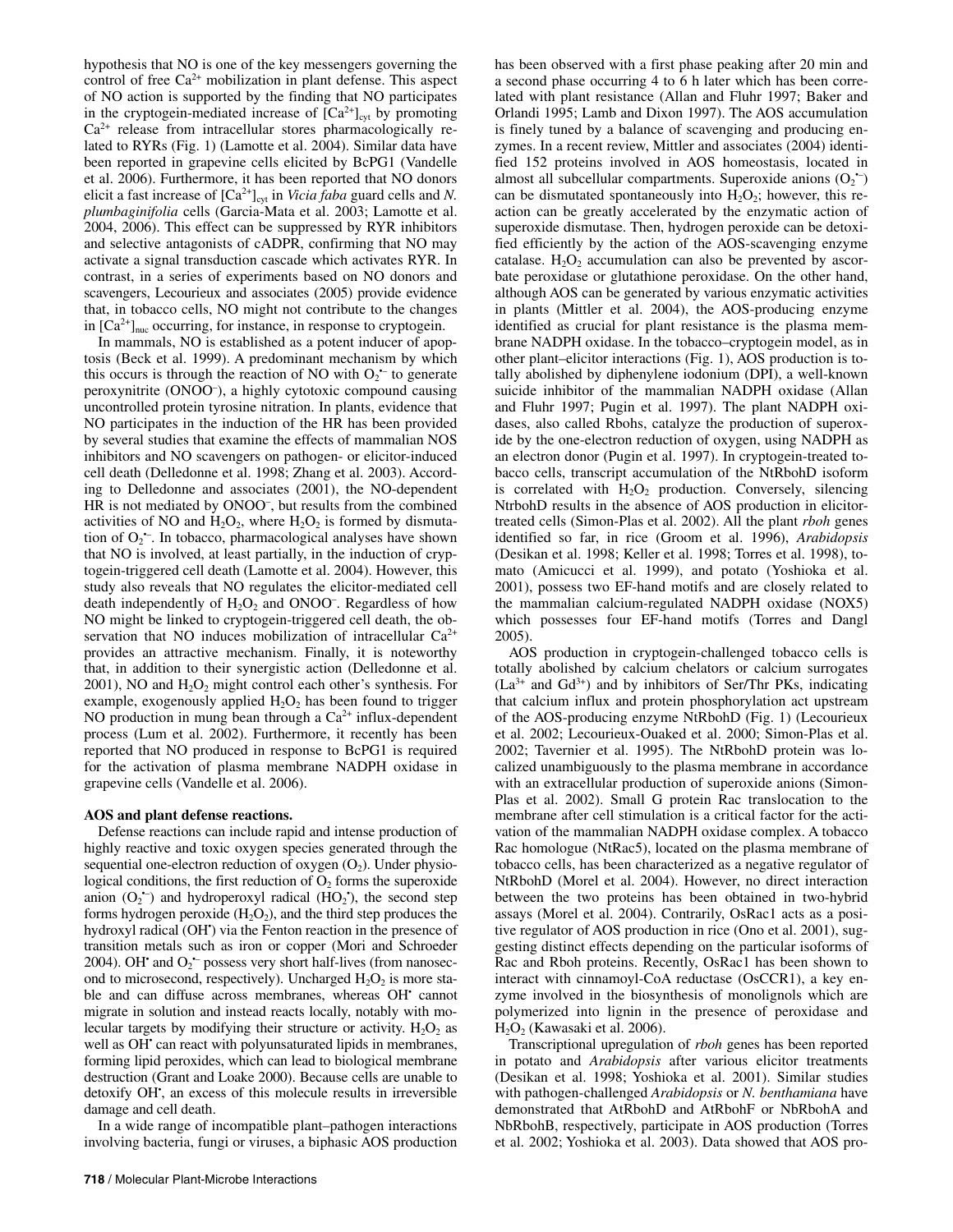hypothesis that NO is one of the key messengers governing the control of free $Ca^{2+}$ mobilization in plant defense. This aspect of NO action is supported by the finding that NO participates in the cryptogein-mediated increase of $[Ca^{2+}]_{cyt}$ by promoting $Ca^{2+}$ release from intracellular stores pharmacologically related to RYRs (Fig. 1) (Lamotte et al. 2004). Similar data have been reported in grapevine cells elicited by BcPG1 (Vandelle et al. 2006). Furthermore, it has been reported that NO donors elicit a fast increase of $[Ca^{2+}]_{cyt}$ in *Vicia faba* guard cells and *N. plumbaginifolia* cells (Garcia-Mata et al. 2003; Lamotte et al. 2004, 2006). This effect can be suppressed by RYR inhibitors and selective antagonists of cADPR, confirming that NO may activate a signal transduction cascade which activates RYR. In contrast, in a series of experiments based on NO donors and scavengers, Lecourieux and associates (2005) provide evidence that, in tobacco cells, NO might not contribute to the changes in $[Ca^{2+}]_{nuc}$ occurring, for instance, in response to cryptogein.

In mammals, NO is established as a potent inducer of apoptosis (Beck et al. 1999). A predominant mechanism by which this occurs is through the reaction of NO with $O_2^{\bullet-}$ to generate peroxynitrite ($ONOO^-$), a highly cytotoxic compound causing uncontrolled protein tyrosine nitration. In plants, evidence that NO participates in the induction of the HR has been provided by several studies that examine the effects of mammalian NOS inhibitors and NO scavengers on pathogen- or elicitor-induced cell death (Delledonne et al. 1998; Zhang et al. 2003). According to Delledonne and associates (2001), the NO-dependent HR is not mediated by $ONOO^-$, but results from the combined activities of NO and $H_2O_2$, where $H_2O_2$ is formed by dismutation of $O_2^{\bullet-}$. In tobacco, pharmacological analyses have shown that NO is involved, at least partially, in the induction of cryptogein-triggered cell death (Lamotte et al. 2004). However, this study also reveals that NO regulates the elicitor-mediated cell death independently of $H_2O_2$ and $ONOO^-$. Regardless of how NO might be linked to cryptogein-triggered cell death, the observation that NO induces mobilization of intracellular $Ca^{2+}$ provides an attractive mechanism. Finally, it is noteworthy that, in addition to their synergistic action (Delledonne et al. 2001), NO and $H_2O_2$ might control each other's synthesis. For example, exogenously applied $H_2O_2$ has been found to trigger NO production in mung bean through a $Ca^{2+}$ influx-dependent process (Lum et al. 2002). Furthermore, it recently has been reported that NO produced in response to BcPG1 is required for the activation of plasma membrane NADPH oxidase in grapevine cells (Vandelle et al. 2006).

**AOS and plant defense reactions.**

Defense reactions can include rapid and intense production of highly reactive and toxic oxygen species generated through the sequential one-electron reduction of oxygen ($O_2$). Under physiological conditions, the first reduction of $O_2$ forms the superoxide anion ($O_2^{\bullet-}$) and hydroperoxyl radical ($HO_2^{\bullet}$), the second step forms hydrogen peroxide ($H_2O_2$), and the third step produces the hydroxyl radical ($OH^{\bullet}$) via the Fenton reaction in the presence of transition metals such as iron or copper (Mori and Schroeder 2004). $OH^{\bullet}$ and $O_2^{\bullet-}$ possess very short half-lives (from nanosecond to microsecond, respectively). Uncharged $H_2O_2$ is more stable and can diffuse across membranes, whereas $OH^{\bullet}$ cannot migrate in solution and instead reacts locally, notably with molecular targets by modifying their structure or activity. $H_2O_2$ as well as $OH^{\bullet}$ can react with polyunsaturated lipids in membranes, forming lipid peroxides, which can lead to biological membrane destruction (Grant and Loake 2000). Because cells are unable to detoxify $OH^{\bullet}$, an excess of this molecule results in irreversible damage and cell death.

In a wide range of incompatible plant–pathogen interactions involving bacteria, fungi or viruses, a biphasic AOS production has been observed with a first phase peaking after 20 min and a second phase occurring 4 to 6 h later which has been correlated with plant resistance (Allan and Fluhr 1997; Baker and Orlandi 1995; Lamb and Dixon 1997). The AOS accumulation is finely tuned by a balance of scavenging and producing enzymes. In a recent review, Mittler and associates (2004) identified 152 proteins involved in AOS homeostasis, located in almost all subcellular compartments. Superoxide anions ($O_2^{\bullet-}$) can be dismutated spontaneously into $H_2O_2$; however, this reaction can be greatly accelerated by the enzymatic action of superoxide dismutase. Then, hydrogen peroxide can be detoxified efficiently by the action of the AOS-scavenging enzyme catalase. $H_2O_2$ accumulation can also be prevented by ascorbate peroxidase or glutathione peroxidase. On the other hand, although AOS can be generated by various enzymatic activities in plants (Mittler et al. 2004), the AOS-producing enzyme identified as crucial for plant resistance is the plasma membrane NADPH oxidase. In the tobacco–cryptogein model, as in other plant–elicitor interactions (Fig. 1), AOS production is totally abolished by diphenylene iodonium (DPI), a well-known suicide inhibitor of the mammalian NADPH oxidase (Allan and Fluhr 1997; Pugin et al. 1997). The plant NADPH oxidases, also called Rbohs, catalyze the production of superoxide by the one-electron reduction of oxygen, using NADPH as an electron donor (Pugin et al. 1997). In cryptogein-treated tobacco cells, transcript accumulation of the NtRbohD isoform is correlated with $H_2O_2$ production. Conversely, silencing NtrbohD results in the absence of AOS production in elicitor-treated cells (Simon-Plas et al. 2002). All the plant *rboh* genes identified so far, in rice (Groom et al. 1996), *Arabidopsis* (Desikan et al. 1998; Keller et al. 1998; Torres et al. 1998), tomato (Amicucci et al. 1999), and potato (Yoshioka et al. 2001), possess two EF-hand motifs and are closely related to the mammalian calcium-regulated NADPH oxidase (NOX5) which possesses four EF-hand motifs (Torres and Dangl 2005).

AOS production in cryptogein-challenged tobacco cells is totally abolished by calcium chelators or calcium surrogates ($La^{3+}$ and $Gd^{3+}$) and by inhibitors of Ser/Thr PKs, indicating that calcium influx and protein phosphorylation act upstream of the AOS-producing enzyme NtRbohD (Fig. 1) (Lecourieux et al. 2002; Lecourieux-Ouaked et al. 2000; Simon-Plas et al. 2002; Tavernier et al. 1995). The NtRbohD protein was localized unambiguously to the plasma membrane in accordance with an extracellular production of superoxide anions (Simon-Plas et al. 2002). Small G protein Rac translocation to the membrane after cell stimulation is a critical factor for the activation of the mammalian NADPH oxidase complex. A tobacco Rac homologue (NtRac5), located on the plasma membrane of tobacco cells, has been characterized as a negative regulator of NtRbohD (Morel et al. 2004). However, no direct interaction between the two proteins has been obtained in two-hybrid assays (Morel et al. 2004). Contrarily, OsRac1 acts as a positive regulator of AOS production in rice (Ono et al. 2001), suggesting distinct effects depending on the particular isoforms of Rac and Rboh proteins. Recently, OsRac1 has been shown to interact with cinnamoyl-CoA reductase (OsCCR1), a key enzyme involved in the biosynthesis of monolignols which are polymerized into lignin in the presence of peroxidase and $H_2O_2$ (Kawasaki et al. 2006).

Transcriptional upregulation of *rboh* genes has been reported in potato and *Arabidopsis* after various elicitor treatments (Desikan et al. 1998; Yoshioka et al. 2001). Similar studies with pathogen-challenged *Arabidopsis* or *N. benthamiana* have demonstrated that AtRbohD and AtRbohF or NbRbohA and NbRbohB, respectively, participate in AOS production (Torres et al. 2002; Yoshioka et al. 2003). Data showed that AOS pro-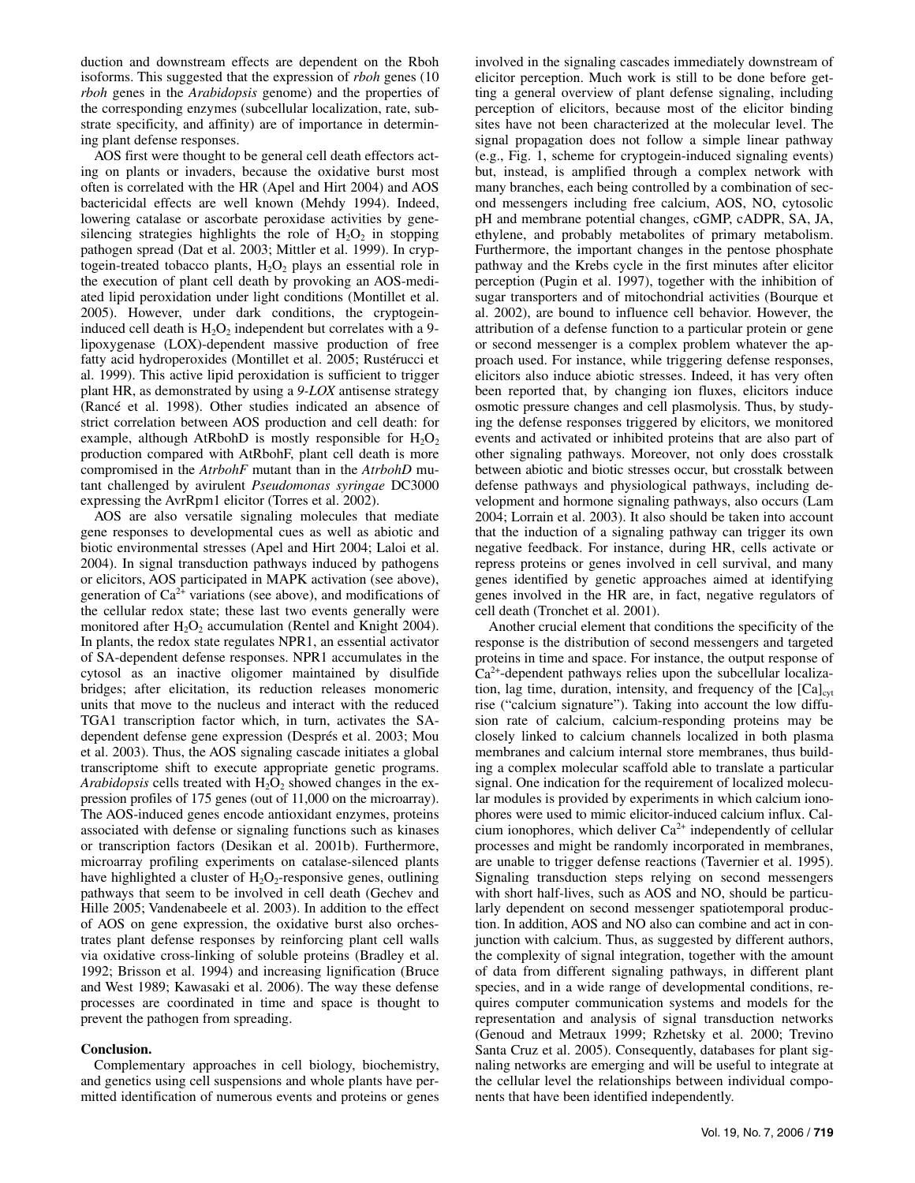duction and downstream effects are dependent on the Rboh isoforms. This suggested that the expression of *rboh* genes (10 *rboh* genes in the *Arabidopsis* genome) and the properties of the corresponding enzymes (subcellular localization, rate, substrate specificity, and affinity) are of importance in determining plant defense responses.

AOS first were thought to be general cell death effectors acting on plants or invaders, because the oxidative burst most often is correlated with the HR (Apel and Hirt 2004) and AOS bactericidal effects are well known (Mehdy 1994). Indeed, lowering catalase or ascorbate peroxidase activities by gene-silencing strategies highlights the role of $H_2O_2$ in stopping pathogen spread (Dat et al. 2003; Mittler et al. 1999). In cryptogein-treated tobacco plants, $H_2O_2$ plays an essential role in the execution of plant cell death by provoking an AOS-mediated lipid peroxidation under light conditions (Montillet et al. 2005). However, under dark conditions, the cryptogein-induced cell death is $H_2O_2$ independent but correlates with a 9-lipoxygenase (LOX)-dependent massive production of free fatty acid hydroperoxides (Montillet et al. 2005; Rustérucci et al. 1999). This active lipid peroxidation is sufficient to trigger plant HR, as demonstrated by using a *9-LOX* antisense strategy (Rancé et al. 1998). Other studies indicated an absence of strict correlation between AOS production and cell death: for example, although AtRbohD is mostly responsible for $H_2O_2$ production compared with AtRbohF, plant cell death is more compromised in the *AtrbohF* mutant than in the *AtrbohD* mutant challenged by avirulent *Pseudomonas syringae* DC3000 expressing the AvrRpm1 elicitor (Torres et al. 2002).

AOS are also versatile signaling molecules that mediate gene responses to developmental cues as well as abiotic and biotic environmental stresses (Apel and Hirt 2004; Laloi et al. 2004). In signal transduction pathways induced by pathogens or elicitors, AOS participated in MAPK activation (see above), generation of $Ca^{2+}$ variations (see above), and modifications of the cellular redox state; these last two events generally were monitored after $H_2O_2$ accumulation (Rentel and Knight 2004). In plants, the redox state regulates NPR1, an essential activator of SA-dependent defense responses. NPR1 accumulates in the cytosol as an inactive oligomer maintained by disulfide bridges; after elicitation, its reduction releases monomeric units that move to the nucleus and interact with the reduced TGA1 transcription factor which, in turn, activates the SA-dependent defense gene expression (Després et al. 2003; Mou et al. 2003). Thus, the AOS signaling cascade initiates a global transcriptome shift to execute appropriate genetic programs. *Arabidopsis* cells treated with $H_2O_2$ showed changes in the expression profiles of 175 genes (out of 11,000 on the microarray). The AOS-induced genes encode antioxidant enzymes, proteins associated with defense or signaling functions such as kinases or transcription factors (Desikan et al. 2001b). Furthermore, microarray profiling experiments on catalase-silenced plants have highlighted a cluster of $H_2O_2$-responsive genes, outlining pathways that seem to be involved in cell death (Gechev and Hille 2005; Vandenabeele et al. 2003). In addition to the effect of AOS on gene expression, the oxidative burst also orchestrates plant defense responses by reinforcing plant cell walls via oxidative cross-linking of soluble proteins (Bradley et al. 1992; Brisson et al. 1994) and increasing lignification (Bruce and West 1989; Kawasaki et al. 2006). The way these defense processes are coordinated in time and space is thought to prevent the pathogen from spreading.

## Conclusion.

Complementary approaches in cell biology, biochemistry, and genetics using cell suspensions and whole plants have permitted identification of numerous events and proteins or genes involved in the signaling cascades immediately downstream of elicitor perception. Much work is still to be done before getting a general overview of plant defense signaling, including perception of elicitors, because most of the elicitor binding sites have not been characterized at the molecular level. The signal propagation does not follow a simple linear pathway (e.g., Fig. 1, scheme for cryptogein-induced signaling events) but, instead, is amplified through a complex network with many branches, each being controlled by a combination of second messengers including free calcium, AOS, NO, cytosolic pH and membrane potential changes, cGMP, cADPR, SA, JA, ethylene, and probably metabolites of primary metabolism. Furthermore, the important changes in the pentose phosphate pathway and the Krebs cycle in the first minutes after elicitor perception (Pugin et al. 1997), together with the inhibition of sugar transporters and of mitochondrial activities (Bourque et al. 2002), are bound to influence cell behavior. However, the attribution of a defense function to a particular protein or gene or second messenger is a complex problem whatever the approach used. For instance, while triggering defense responses, elicitors also induce abiotic stresses. Indeed, it has very often been reported that, by changing ion fluxes, elicitors induce osmotic pressure changes and cell plasmolysis. Thus, by studying the defense responses triggered by elicitors, we monitored events and activated or inhibited proteins that are also part of other signaling pathways. Moreover, not only does crosstalk between abiotic and biotic stresses occur, but crosstalk between defense pathways and physiological pathways, including development and hormone signaling pathways, also occurs (Lam 2004; Lorrain et al. 2003). It also should be taken into account that the induction of a signaling pathway can trigger its own negative feedback. For instance, during HR, cells activate or repress proteins or genes involved in cell survival, and many genes identified by genetic approaches aimed at identifying genes involved in the HR are, in fact, negative regulators of cell death (Tronchet et al. 2001).

Another crucial element that conditions the specificity of the response is the distribution of second messengers and targeted proteins in time and space. For instance, the output response of $Ca^{2+}$-dependent pathways relies upon the subcellular localization, lag time, duration, intensity, and frequency of the $[Ca]_{cyt}$ rise ("calcium signature"). Taking into account the low diffusion rate of calcium, calcium-responding proteins may be closely linked to calcium channels localized in both plasma membranes and calcium internal store membranes, thus building a complex molecular scaffold able to translate a particular signal. One indication for the requirement of localized molecular modules is provided by experiments in which calcium ionophores were used to mimic elicitor-induced calcium influx. Calcium ionophores, which deliver $Ca^{2+}$ independently of cellular processes and might be randomly incorporated in membranes, are unable to trigger defense reactions (Tavernier et al. 1995). Signaling transduction steps relying on second messengers with short half-lives, such as AOS and NO, should be particularly dependent on second messenger spatiotemporal production. In addition, AOS and NO also can combine and act in conjunction with calcium. Thus, as suggested by different authors, the complexity of signal integration, together with the amount of data from different signaling pathways, in different plant species, and in a wide range of developmental conditions, requires computer communication systems and models for the representation and analysis of signal transduction networks (Genoud and Metraux 1999; Rzhetsky et al. 2000; Trevino Santa Cruz et al. 2005). Consequently, databases for plant signaling networks are emerging and will be useful to integrate at the cellular level the relationships between individual components that have been identified independently.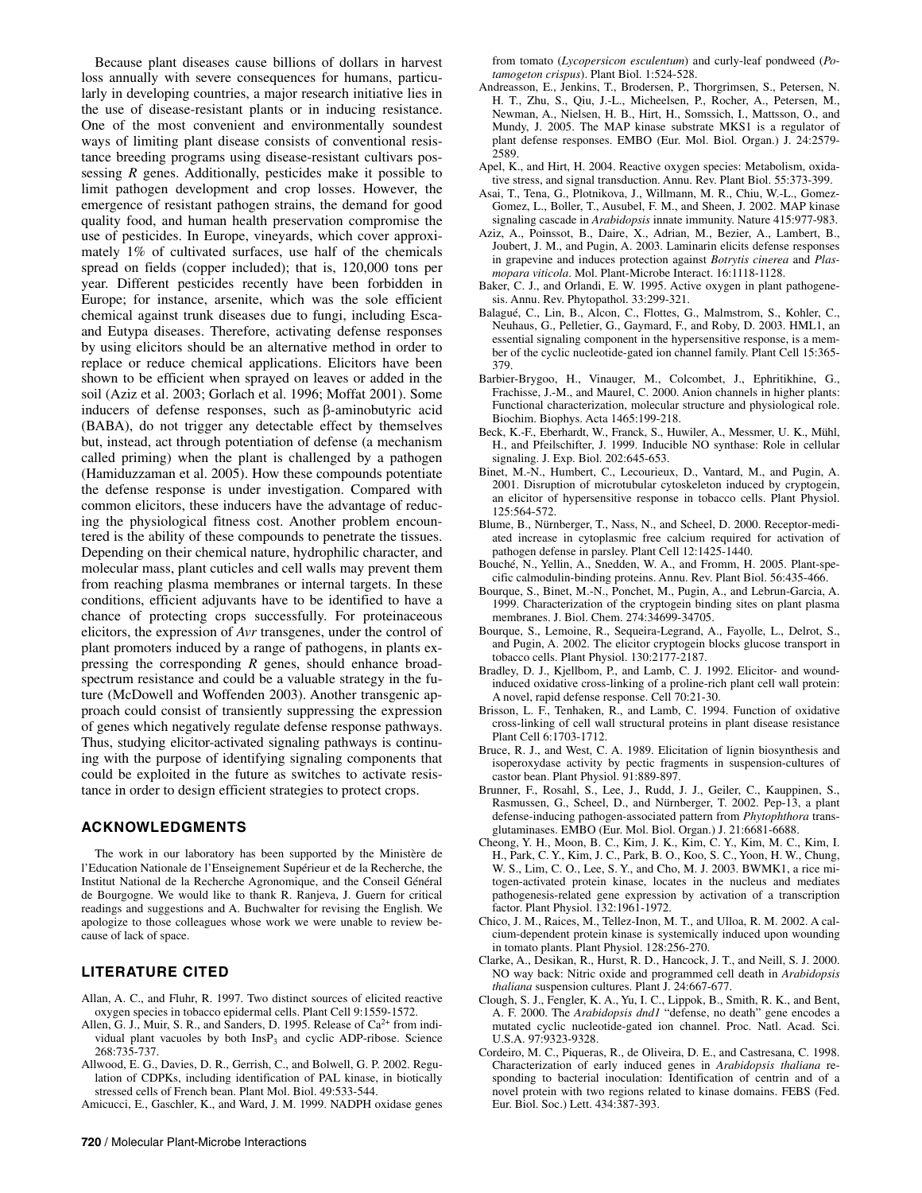Because plant diseases cause billions of dollars in harvest loss annually with severe consequences for humans, particularly in developing countries, a major research initiative lies in the use of disease-resistant plants or in inducing resistance. One of the most convenient and environmentally soundest ways of limiting plant disease consists of conventional resistance breeding programs using disease-resistant cultivars possessing *R* genes. Additionally, pesticides make it possible to limit pathogen development and crop losses. However, the emergence of resistant pathogen strains, the demand for good quality food, and human health preservation compromise the use of pesticides. In Europe, vineyards, which cover approximately 1% of cultivated surfaces, use half of the chemicals spread on fields (copper included); that is, 120,000 tons per year. Different pesticides recently have been forbidden in Europe; for instance, arsenite, which was the sole efficient chemical against trunk diseases due to fungi, including Esca- and Eutypa diseases. Therefore, activating defense responses by using elicitors should be an alternative method in order to replace or reduce chemical applications. Elicitors have been shown to be efficient when sprayed on leaves or added in the soil (Aziz et al. 2003; Gorlach et al. 1996; Moffat 2001). Some inducers of defense responses, such as β-aminobutyric acid (BABA), do not trigger any detectable effect by themselves but, instead, act through potentiation of defense (a mechanism called priming) when the plant is challenged by a pathogen (Hamiduzzaman et al. 2005). How these compounds potentiate the defense response is under investigation. Compared with common elicitors, these inducers have the advantage of reducing the physiological fitness cost. Another problem encountered is the ability of these compounds to penetrate the tissues. Depending on their chemical nature, hydrophilic character, and molecular mass, plant cuticles and cell walls may prevent them from reaching plasma membranes or internal targets. In these conditions, efficient adjuvants have to be identified to have a chance of protecting crops successfully. For proteinaceous elicitors, the expression of *Avr* transgenes, under the control of plant promoters induced by a range of pathogens, in plants expressing the corresponding *R* genes, should enhance broad-spectrum resistance and could be a valuable strategy in the future (McDowell and Woffenden 2003). Another transgenic approach could consist of transiently suppressing the expression of genes which negatively regulate defense response pathways. Thus, studying elicitor-activated signaling pathways is continuing with the purpose of identifying signaling components that could be exploited in the future as switches to activate resistance in order to design efficient strategies to protect crops.

## ACKNOWLEDGMENTS

The work in our laboratory has been supported by the Ministère de l'Education Nationale de l'Enseignement Supérieur et de la Recherche, the Institut National de la Recherche Agronomique, and the Conseil Général de Bourgogne. We would like to thank R. Ranjeva, J. Guern for critical readings and suggestions and A. Buchwalter for revising the English. We apologize to those colleagues whose work we were unable to review because of lack of space.

## LITERATURE CITED

Allan, A. C., and Fluhr, R. 1997. Two distinct sources of elicited reactive oxygen species in tobacco epidermal cells. Plant Cell 9:1559-1572.

Allen, G. J., Muir, S. R., and Sanders, D. 1995. Release of $Ca^{2+}$ from individual plant vacuoles by both $InsP_3$ and cyclic ADP-ribose. Science 268:735-737.

Allwood, E. G., Davies, D. R., Gerrish, C., and Bolwell, G. P. 2002. Regulation of CDPKs, including identification of PAL kinase, in biotically stressed cells of French bean. Plant Mol. Biol. 49:533-544.

Amicucci, E., Gaschler, K., and Ward, J. M. 1999. NADPH oxidase genes from tomato (*Lycopersicon esculentum*) and curly-leaf pondweed (*Potamogeton crispus*). Plant Biol. 1:524-528.

Andreasson, E., Jenkins, T., Brodersen, P., Thorgrimsen, S., Petersen, N. H. T., Zhu, S., Qiu, J.-L., Micheelsen, P., Rocher, A., Petersen, M., Newman, A., Nielsen, H. B., Hirt, H., Somssich, I., Mattsson, O., and Mundy, J. 2005. The MAP kinase substrate MKS1 is a regulator of plant defense responses. EMBO (Eur. Mol. Biol. Organ.) J. 24:2579-2589.

Apel, K., and Hirt, H. 2004. Reactive oxygen species: Metabolism, oxidative stress, and signal transduction. Annu. Rev. Plant Biol. 55:373-399.

Asai, T., Tena, G., Plotnikova, J., Willmann, M. R., Chiu, W.-L., Gomez-Gomez, L., Boller, T., Ausubel, F. M., and Sheen, J. 2002. MAP kinase signaling cascade in *Arabidopsis* innate immunity. Nature 415:977-983.

Aziz, A., Poinssot, B., Daire, X., Adrian, M., Bezier, A., Lambert, B., Joubert, J. M., and Pugin, A. 2003. Laminarin elicits defense responses in grapevine and induces protection against *Botrytis cinerea* and *Plasmopara viticola*. Mol. Plant-Microbe Interact. 16:1118-1128.

Baker, C. J., and Orlandi, E. W. 1995. Active oxygen in plant pathogenesis. Annu. Rev. Phytopathol. 33:299-321.

Balagué, C., Lin, B., Alcon, C., Flottes, G., Malmstrom, S., Kohler, C., Neuhaus, G., Pelletier, G., Gaymard, F., and Roby, D. 2003. HML1, an essential signaling component in the hypersensitive response, is a member of the cyclic nucleotide-gated ion channel family. Plant Cell 15:365-379.

Barbier-Brygoo, H., Vinauger, M., Colcombet, J., Ephritikhine, G., Frachisse, J.-M., and Maurel, C. 2000. Anion channels in higher plants: Functional characterization, molecular structure and physiological role. Biochim. Biophys. Acta 1465:199-218.

Beck, K.-F., Eberhardt, W., Franck, S., Huwiler, A., Messmer, U. K., Mühl, H., and Pfeilschifter, J. 1999. Inducible NO synthase: Role in cellular signaling. J. Exp. Biol. 202:645-653.

Binet, M.-N., Humbert, C., Lecourieux, D., Vantard, M., and Pugin, A. 2001. Disruption of microtubular cytoskeleton induced by cryptogein, an elicitor of hypersensitive response in tobacco cells. Plant Physiol. 125:564-572.

Blume, B., Nürnberger, T., Nass, N., and Scheel, D. 2000. Receptor-mediated increase in cytoplasmic free calcium required for activation of pathogen defense in parsley. Plant Cell 12:1425-1440.

Bouché, N., Yellin, A., Snedden, W. A., and Fromm, H. 2005. Plant-specific calmodulin-binding proteins. Annu. Rev. Plant Biol. 56:435-466.

Bourque, S., Binet, M.-N., Ponchet, M., Pugin, A., and Lebrun-Garcia, A. 1999. Characterization of the cryptogein binding sites on plant plasma membranes. J. Biol. Chem. 274:34699-34705.

Bourque, S., Lemoine, R., Sequeira-Legrand, A., Fayolle, L., Delrot, S., and Pugin, A. 2002. The elicitor cryptogein blocks glucose transport in tobacco cells. Plant Physiol. 130:2177-2187.

Bradley, D. J., Kjellbom, P., and Lamb, C. J. 1992. Elicitor- and wound-induced oxidative cross-linking of a proline-rich plant cell wall protein: A novel, rapid defense response. Cell 70:21-30.

Brisson, L. F., Tenhaken, R., and Lamb, C. 1994. Function of oxidative cross-linking of cell wall structural proteins in plant disease resistance Plant Cell 6:1703-1712.

Bruce, R. J., and West, C. A. 1989. Elicitation of lignin biosynthesis and isoperoxydase activity by pectic fragments in suspension-cultures of castor bean. Plant Physiol. 91:889-897.

Brunner, F., Rosahl, S., Lee, J., Rudd, J. J., Geiler, C., Kauppinen, S., Rasmussen, G., Scheel, D., and Nürnberger, T. 2002. Pep-13, a plant defense-inducing pathogen-associated pattern from *Phytophthora* transglutaminases. EMBO (Eur. Mol. Biol. Organ.) J. 21:6681-6688.

Cheong, Y. H., Moon, B. C., Kim, J. K., Kim, C. Y., Kim, M. C., Kim, I. H., Park, C. Y., Kim, J. C., Park, B. O., Koo, S. C., Yoon, H. W., Chung, W. S., Lim, C. O., Lee, S. Y., and Cho, M. J. 2003. BWMK1, a rice mitogen-activated protein kinase, locates in the nucleus and mediates pathogenesis-related gene expression by activation of a transcription factor. Plant Physiol. 132:1961-1972.

Chico, J. M., Raices, M., Tellez-Inon, M. T., and Ulloa, R. M. 2002. A calcium-dependent protein kinase is systemically induced upon wounding in tomato plants. Plant Physiol. 128:256-270.

Clarke, A., Desikan, R., Hurst, R. D., Hancock, J. T., and Neill, S. J. 2000. NO way back: Nitric oxide and programmed cell death in *Arabidopsis thaliana* suspension cultures. Plant J. 24:667-677.

Clough, S. J., Fengler, K. A., Yu, I. C., Lippok, B., Smith, R. K., and Bent, A. F. 2000. The *Arabidopsis dnd1* "defense, no death" gene encodes a mutated cyclic nucleotide-gated ion channel. Proc. Natl. Acad. Sci. U.S.A. 97:9323-9328.

Cordeiro, M. C., Piqueras, R., de Oliveira, D. E., and Castresana, C. 1998. Characterization of early induced genes in *Arabidopsis thaliana* responding to bacterial inoculation: Identification of centrin and of a novel protein with two regions related to kinase domains. FEBS (Fed. Eur. Biol. Soc.) Lett. 434:387-393.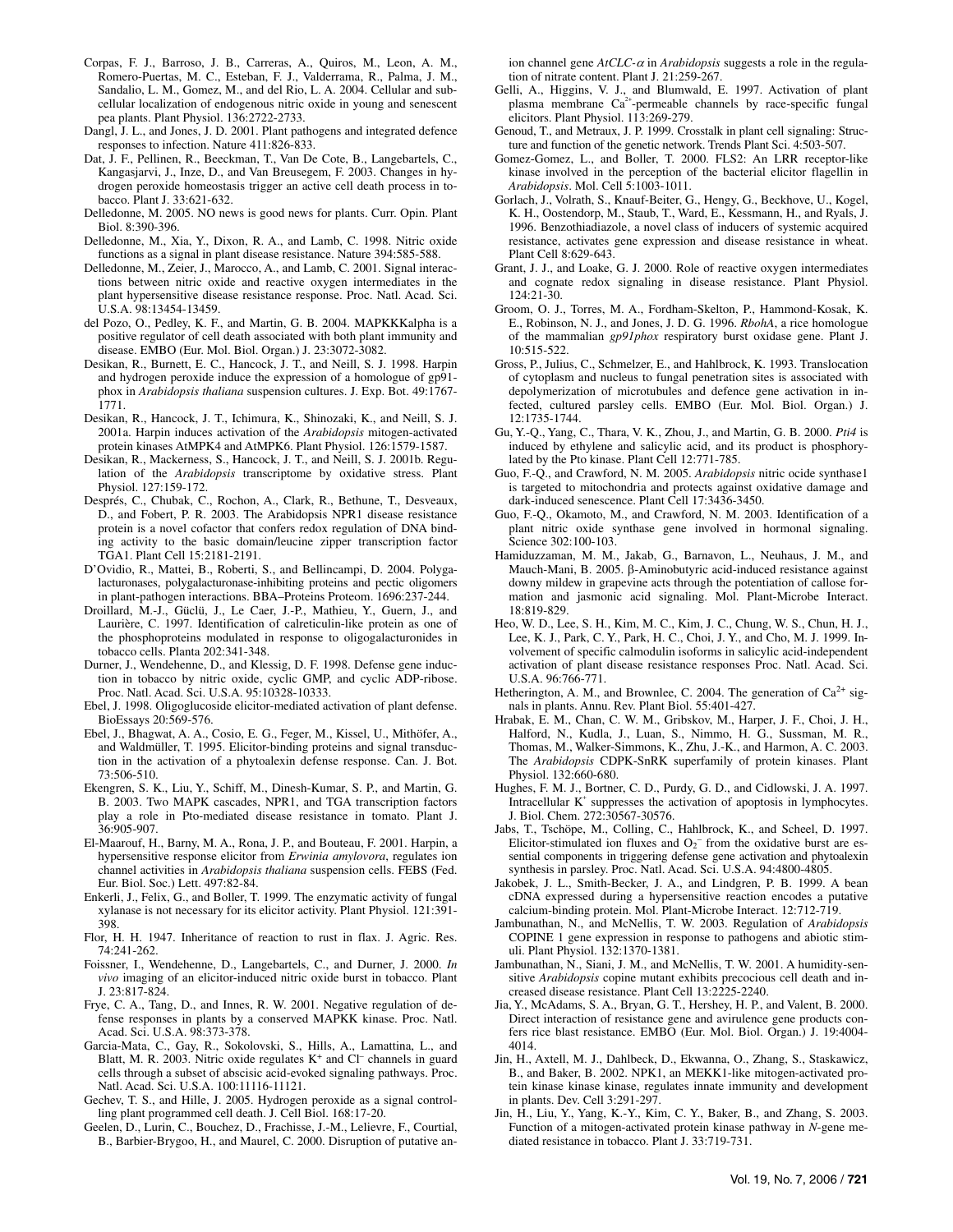Corpas, F. J., Barroso, J. B., Carreras, A., Quiros, M., Leon, A. M., Romero-Puertas, M. C., Esteban, F. J., Valderrama, R., Palma, J. M., Sandalio, L. M., Gomez, M., and del Rio, L. A. 2004. Cellular and subcellular localization of endogenous nitric oxide in young and senescent pea plants. Plant Physiol. 136:2722-2733.

Dangl, J. L., and Jones, J. D. 2001. Plant pathogens and integrated defence responses to infection. Nature 411:826-833.

Dat, J. F., Pellinen, R., Beeckman, T., Van De Cote, B., Langebartels, C., Kangasjarvi, J., Inze, D., and Van Breusegem, F. 2003. Changes in hydrogen peroxide homeostasis trigger an active cell death process in tobacco. Plant J. 33:621-632.

Delledonne, M. 2005. NO news is good news for plants. Curr. Opin. Plant Biol. 8:390-396.

Delledonne, M., Xia, Y., Dixon, R. A., and Lamb, C. 1998. Nitric oxide functions as a signal in plant disease resistance. Nature 394:585-588.

Delledonne, M., Zeier, J., Marocco, A., and Lamb, C. 2001. Signal interactions between nitric oxide and reactive oxygen intermediates in the plant hypersensitive disease resistance response. Proc. Natl. Acad. Sci. U.S.A. 98:13454-13459.

del Pozo, O., Pedley, K. F., and Martin, G. B. 2004. MAPKKKalpha is a positive regulator of cell death associated with both plant immunity and disease. EMBO (Eur. Mol. Biol. Organ.) J. 23:3072-3082.

Desikan, R., Burnett, E. C., Hancock, J. T., and Neill, S. J. 1998. Harpin and hydrogen peroxide induce the expression of a homologue of gp91-phox in *Arabidopsis thaliana* suspension cultures. J. Exp. Bot. 49:1767-1771.

Desikan, R., Hancock, J. T., Ichimura, K., Shinozaki, K., and Neill, S. J. 2001a. Harpin induces activation of the *Arabidopsis* mitogen-activated protein kinases AtMPK4 and AtMPK6. Plant Physiol. 126:1579-1587.

Desikan, R., Mackerness, S., Hancock, J. T., and Neill, S. J. 2001b. Regulation of the *Arabidopsis* transcriptome by oxidative stress. Plant Physiol. 127:159-172.

Després, C., Chubak, C., Rochon, A., Clark, R., Bethune, T., Desveaux, D., and Fobert, P. R. 2003. The Arabidopsis NPR1 disease resistance protein is a novel cofactor that confers redox regulation of DNA binding activity to the basic domain/leucine zipper transcription factor TGA1. Plant Cell 15:2181-2191.

D'Ovidio, R., Mattei, B., Roberti, S., and Bellincampi, D. 2004. Polygalacturonases, polygalacturonase-inhibiting proteins and pectic oligomers in plant-pathogen interactions. BBA–Proteins Proteom. 1696:237-244.

Droillard, M.-J., Güclü, J., Le Caer, J.-P., Mathieu, Y., Guern, J., and Laurière, C. 1997. Identification of calreticulin-like protein as one of the phosphoproteins modulated in response to oligogalacturonides in tobacco cells. Planta 202:341-348.

Durner, J., Wendehenne, D., and Klessig, D. F. 1998. Defense gene induction in tobacco by nitric oxide, cyclic GMP, and cyclic ADP-ribose. Proc. Natl. Acad. Sci. U.S.A. 95:10328-10333.

Ebel, J. 1998. Oligoglucoside elicitor-mediated activation of plant defense. BioEssays 20:569-576.

Ebel, J., Bhagwat, A. A., Cosio, E. G., Feger, M., Kissel, U., Mithöfer, A., and Waldmüller, T. 1995. Elicitor-binding proteins and signal transduction in the activation of a phytoalexin defense response. Can. J. Bot. 73:506-510.

Ekengren, S. K., Liu, Y., Schiff, M., Dinesh-Kumar, S. P., and Martin, G. B. 2003. Two MAPK cascades, NPR1, and TGA transcription factors play a role in Pto-mediated disease resistance in tomato. Plant J. 36:905-907.

El-Maarouf, H., Barny, M. A., Rona, J. P., and Bouteau, F. 2001. Harpin, a hypersensitive response elicitor from *Erwinia amylovora*, regulates ion channel activities in *Arabidopsis thaliana* suspension cells. FEBS (Fed. Eur. Biol. Soc.) Lett. 497:82-84.

Enkerli, J., Felix, G., and Boller, T. 1999. The enzymatic activity of fungal xylanase is not necessary for its elicitor activity. Plant Physiol. 121:391-398.

Flor, H. H. 1947. Inheritance of reaction to rust in flax. J. Agric. Res. 74:241-262.

Foissner, I., Wendehenne, D., Langebartels, C., and Durner, J. 2000. *In vivo* imaging of an elicitor-induced nitric oxide burst in tobacco. Plant J. 23:817-824.

Frye, C. A., Tang, D., and Innes, R. W. 2001. Negative regulation of defense responses in plants by a conserved MAPKK kinase. Proc. Natl. Acad. Sci. U.S.A. 98:373-378.

Garcia-Mata, C., Gay, R., Sokolovski, S., Hills, A., Lamattina, L., and Blatt, M. R. 2003. Nitric oxide regulates $K^+$ and $Cl^-$ channels in guard cells through a subset of abscisic acid-evoked signaling pathways. Proc. Natl. Acad. Sci. U.S.A. 100:11116-11121.

Gechev, T. S., and Hille, J. 2005. Hydrogen peroxide as a signal controlling plant programmed cell death. J. Cell Biol. 168:17-20.

Geelen, D., Lurin, C., Bouchez, D., Frachisse, J.-M., Lelievre, F., Courtial, B., Barbier-Brygoo, H., and Maurel, C. 2000. Disruption of putative anion channel gene *AtCLC-α* in *Arabidopsis* suggests a role in the regulation of nitrate content. Plant J. 21:259-267.

Gelli, A., Higgins, V. J., and Blumwald, E. 1997. Activation of plant plasma membrane $Ca^{2+}$-permeable channels by race-specific fungal elicitors. Plant Physiol. 113:269-279.

Genoud, T., and Metraux, J. P. 1999. Crosstalk in plant cell signaling: Structure and function of the genetic network. Trends Plant Sci. 4:503-507.

Gomez-Gomez, L., and Boller, T. 2000. FLS2: An LRR receptor-like kinase involved in the perception of the bacterial elicitor flagellin in *Arabidopsis*. Mol. Cell 5:1003-1011.

Gorlach, J., Volrath, S., Knauf-Beiter, G., Hengy, G., Beckhove, U., Kogel, K. H., Oostendorp, M., Staub, T., Ward, E., Kessmann, H., and Ryals, J. 1996. Benzothiadiazole, a novel class of inducers of systemic acquired resistance, activates gene expression and disease resistance in wheat. Plant Cell 8:629-643.

Grant, J. J., and Loake, G. J. 2000. Role of reactive oxygen intermediates and cognate redox signaling in disease resistance. Plant Physiol. 124:21-30.

Groom, O. J., Torres, M. A., Fordham-Skelton, P., Hammond-Kosak, K. E., Robinson, N. J., and Jones, J. D. G. 1996. *RbohA*, a rice homologue of the mammalian *gp91phox* respiratory burst oxidase gene. Plant J. 10:515-522.

Gross, P., Julius, C., Schmelzer, E., and Hahlbrock, K. 1993. Translocation of cytoplasm and nucleus to fungal penetration sites is associated with depolymerization of microtubules and defence gene activation in infected, cultured parsley cells. EMBO (Eur. Mol. Biol. Organ.) J. 12:1735-1744.

Gu, Y.-Q., Yang, C., Thara, V. K., Zhou, J., and Martin, G. B. 2000. *Pti4* is induced by ethylene and salicylic acid, and its product is phosphorylated by the Pto kinase. Plant Cell 12:771-785.

Guo, F.-Q., and Crawford, N. M. 2005. *Arabidopsis* nitric ocide synthase1 is targeted to mitochondria and protects against oxidative damage and dark-induced senescence. Plant Cell 17:3436-3450.

Guo, F.-Q., Okamoto, M., and Crawford, N. M. 2003. Identification of a plant nitric oxide synthase gene involved in hormonal signaling. Science 302:100-103.

Hamiduzzaman, M. M., Jakab, G., Barnavon, L., Neuhaus, J. M., and Mauch-Mani, B. 2005. β-Aminobutyric acid-induced resistance against downy mildew in grapevine acts through the potentiation of callose formation and jasmonic acid signaling. Mol. Plant-Microbe Interact. 18:819-829.

Heo, W. D., Lee, S. H., Kim, M. C., Kim, J. C., Chung, W. S., Chun, H. J., Lee, K. J., Park, C. Y., Park, H. C., Choi, J. Y., and Cho, M. J. 1999. Involvement of specific calmodulin isoforms in salicylic acid-independent activation of plant disease resistance responses Proc. Natl. Acad. Sci. U.S.A. 96:766-771.

Hetherington, A. M., and Brownlee, C. 2004. The generation of $Ca^{2+}$ signals in plants. Annu. Rev. Plant Biol. 55:401-427.

Hrabak, E. M., Chan, C. W. M., Gribskov, M., Harper, J. F., Choi, J. H., Halford, N., Kudla, J., Luan, S., Nimmo, H. G., Sussman, M. R., Thomas, M., Walker-Simmons, K., Zhu, J.-K., and Harmon, A. C. 2003. The *Arabidopsis* CDPK-SnRK superfamily of protein kinases. Plant Physiol. 132:660-680.

Hughes, F. M. J., Bortner, C. D., Purdy, G. D., and Cidlowski, J. A. 1997. Intracellular $K^+$ suppresses the activation of apoptosis in lymphocytes. J. Biol. Chem. 272:30567-30576.

Jabs, T., Tschöpe, M., Colling, C., Hahlbrock, K., and Scheel, D. 1997. Elicitor-stimulated ion fluxes and $O_2^-$ from the oxidative burst are essential components in triggering defense gene activation and phytoalexin synthesis in parsley. Proc. Natl. Acad. Sci. U.S.A. 94:4800-4805.

Jakobek, J. L., Smith-Becker, J. A., and Lindgren, P. B. 1999. A bean cDNA expressed during a hypersensitive reaction encodes a putative calcium-binding protein. Mol. Plant-Microbe Interact. 12:712-719.

Jambunathan, N., and McNellis, T. W. 2003. Regulation of *Arabidopsis* COPINE 1 gene expression in response to pathogens and abiotic stimuli. Plant Physiol. 132:1370-1381.

Jambunathan, N., Siani, J. M., and McNellis, T. W. 2001. A humidity-sensitive *Arabidopsis* copine mutant exhibits precocious cell death and increased disease resistance. Plant Cell 13:2225-2240.

Jia, Y., McAdams, S. A., Bryan, G. T., Hershey, H. P., and Valent, B. 2000. Direct interaction of resistance gene and avirulence gene products confers rice blast resistance. EMBO (Eur. Mol. Biol. Organ.) J. 19:4004-4014.

Jin, H., Axtell, M. J., Dahlbeck, D., Ekwanna, O., Zhang, S., Staskawicz, B., and Baker, B. 2002. NPK1, an MEKK1-like mitogen-activated protein kinase kinase kinase, regulates innate immunity and development in plants. Dev. Cell 3:291-297.

Jin, H., Liu, Y., Yang, K.-Y., Kim, C. Y., Baker, B., and Zhang, S. 2003. Function of a mitogen-activated protein kinase pathway in *N*-gene mediated resistance in tobacco. Plant J. 33:719-731.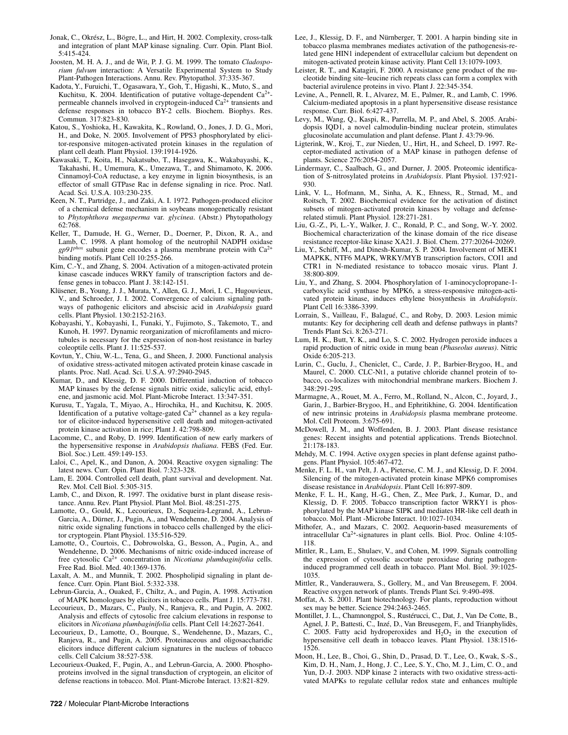Jonak, C., Okrész, L., Bögre, L., and Hirt, H. 2002. Complexity, cross-talk and integration of plant MAP kinase signaling. Curr. Opin. Plant Biol. 5:415-424.

Joosten, M. H. A. J., and de Wit, P. J. G. M. 1999. The tomato *Cladosporium fulvum* interaction: A Versatile Experimental System to Study Plant-Pathogen Interactions. Annu. Rev. Phytopathol. 37:335-367.

Kadota, Y., Furuichi, T., Ogasawara, Y., Goh, T., Higashi, K., Muto, S., and Kuchitsu, K. 2004. Identification of putative voltage-dependent $Ca^{2+}$-permeable channels involved in cryptogein-induced $Ca^{2+}$ transients and defense responses in tobacco BY-2 cells. Biochem. Biophys. Res. Commun. 317:823-830.

Katou, S., Yoshioka, H., Kawakita, K., Rowland, O., Jones, J. D. G., Mori, H., and Doke, N. 2005. Involvement of PPS3 phosphorylated by elicitor-responsive mitogen-activated protein kinases in the regulation of plant cell death. Plant Physiol. 139:1914-1926.

Kawasaki, T., Koita, H., Nakatsubo, T., Hasegawa, K., Wakabayashi, K., Takahashi, H., Umemura, K., Umezawa, T., and Shimamoto, K. 2006. Cinnamoyl-CoA reductase, a key enzyme in lignin biosynthesis, is an effector of small GTPase Rac in defense signaling in rice. Proc. Natl. Acad. Sci. U.S.A. 103:230-235.

Keen, N. T., Partridge, J., and Zaki, A. I. 1972. Pathogen-produced elicitor of a chemical defense mechanism in soybeans monogenetically resistant to *Phytophthora megasperma* var. *glycinea*. (Abstr.) Phytopathology 62:768.

Keller, T., Damude, H. G., Werner, D., Doerner, P., Dixon, R. A., and Lamb, C. 1998. A plant homolog of the neutrophil NADPH oxidase *gp91$^{phox}$* subunit gene encodes a plasma membrane protein with $Ca^{2+}$ binding motifs. Plant Cell 10:255-266.

Kim, C.-Y., and Zhang, S. 2004. Activation of a mitogen-activated protein kinase cascade induces WRKY family of transcription factors and defense genes in tobacco. Plant J. 38:142-151.

Klüsener, B., Young, J. J., Murata, Y., Allen, G. J., Mori, I. C., Hugouvieux, V., and Schroeder, J. I. 2002. Convergence of calcium signaling pathways of pathogenic elicitors and abscisic acid in *Arabidopsis* guard cells. Plant Physiol. 130:2152-2163.

Kobayashi, Y., Kobayashi, I., Funaki, Y., Fujimoto, S., Takemoto, T., and Kunoh, H. 1997. Dynamic reorganization of microfilaments and microtubules is necessary for the expression of non-host resistance in barley coleoptile cells. Plant J. 11:525-537.

Kovtun, Y., Chiu, W.-L., Tena, G., and Sheen, J. 2000. Functional analysis of oxidative stress-activated mitogen activated protein kinase cascade in plants. Proc. Natl. Acad. Sci. U.S.A. 97:2940-2945.

Kumar, D., and Klessig, D. F. 2000. Differential induction of tobacco MAP kinases by the defense signals nitric oxide, salicylic acid, ethylene, and jasmonic acid. Mol. Plant-Microbe Interact. 13:347-351.

Kurusu, T., Yagala, T., Miyao, A., Hirochika, H., and Kuchitsu, K. 2005. Identification of a putative voltage-gated $Ca^{2+}$ channel as a key regulator of elicitor-induced hypersensitive cell death and mitogen-activated protein kinase activation in rice; Plant J. 42:798-809.

Lacomme, C., and Roby, D. 1999. Identification of new early markers of the hypersensitive response in *Arabidopsis thaliana*. FEBS (Fed. Eur. Biol. Soc.) Lett. 459:149-153.

Laloi, C., Apel, K., and Danon, A. 2004. Reactive oxygen signaling: The latest news. Curr. Opin. Plant Biol. 7:323-328.

Lam, E. 2004. Controlled cell death, plant survival and development. Nat. Rev. Mol. Cell Biol. 5:305-315.

Lamb, C., and Dixon, R. 1997. The oxidative burst in plant disease resistance. Annu. Rev. Plant Physiol. Plant Mol. Biol. 48:251-275.

Lamotte, O., Gould, K., Lecourieux, D., Sequeira-Legrand, A., Lebrun-Garcia, A., Dürner, J., Pugin, A., and Wendehenne, D. 2004. Analysis of nitric oxide signaling functions in tobacco cells challenged by the elicitor cryptogein. Plant Physiol. 135:516-529.

Lamotte, O., Courtois, C., Dobrowolska, G., Besson, A., Pugin, A., and Wendehenne, D. 2006. Mechanisms of nitric oxide-induced increase of free cytosolic $Ca^{2+}$ concentration in *Nicotiana plumbaginifolia* cells. Free Rad. Biol. Med. 40:1369-1376.

Laxalt, A. M., and Munnik, T. 2002. Phospholipid signaling in plant defence. Curr. Opin. Plant Biol. 5:332-338.

Lebrun-Garcia, A., Ouaked, F., Chiltz, A., and Pugin, A. 1998. Activation of MAPK homologues by elicitors in tobacco cells. Plant J. 15:773-781.

Lecourieux, D., Mazars, C., Pauly, N., Ranjeva, R., and Pugin, A. 2002. Analysis and effects of cytosolic free calcium elevations in response to elicitors in *Nicotiana plumbaginifolia* cells. Plant Cell 14:2627-2641.

Lecourieux, D., Lamotte, O., Bourque, S., Wendehenne, D., Mazars, C., Ranjeva, R., and Pugin, A. 2005. Proteinaceous and oligosaccharidic elicitors induce different calcium signatures in the nucleus of tobacco cells. Cell Calcium 38:527-538.

Lecourieux-Ouaked, F., Pugin, A., and Lebrun-Garcia, A. 2000. Phosphoproteins involved in the signal transduction of cryptogein, an elicitor of defense reactions in tobacco. Mol. Plant-Microbe Interact. 13:821-829.

Lee, J., Klessig, D. F., and Nürnberger, T. 2001. A harpin binding site in tobacco plasma membranes mediates activation of the pathogenesis-related gene HIN1 independent of extracellular calcium but dependent on mitogen-activated protein kinase activity. Plant Cell 13:1079-1093.

Leister, R. T., and Katagiri, F. 2000. A resistance gene product of the nucleotide binding site–leucine rich repeats class can form a complex with bacterial avirulence proteins in vivo. Plant J. 22:345-354.

Levine, A., Pennell, R. I., Alvarez, M. E., Palmer, R., and Lamb, C. 1996. Calcium-mediated apoptosis in a plant hypersensitive disease resistance response. Curr. Biol. 6:427-437.

Levy, M., Wang, Q., Kaspi, R., Parrella, M. P., and Abel, S. 2005. Arabidopsis IQD1, a novel calmodulin-binding nuclear protein, stimulates glucosinolate accumulation and plant defense. Plant J. 43:79-96.

Ligterink, W., Kroj, T., zur Nieden, U., Hirt, H., and Scheel, D. 1997. Receptor-mediated activation of a MAP kinase in pathogen defense of plants. Science 276:2054-2057.

Lindermayr, C., Saalbach, G., and Durner, J. 2005. Proteomic identification of S-nitrosylated proteins in *Arabidopsis*. Plant Physiol. 137:921-930.

Link, V. L., Hofmann, M., Sinha, A. K., Ehness, R., Strnad, M., and Roitsch, T. 2002. Biochemical evidence for the activation of distinct subsets of mitogen-activated protein kinases by voltage and defense-related stimuli. Plant Physiol. 128:271-281.

Liu, G.-Z., Pi, L.-Y., Walker, J. C., Ronald, P. C., and Song, W.-Y. 2002. Biochemical characterization of the kinase domain of the rice disease resistance receptor-like kinase XA21. J. Biol. Chem. 277:20264-20269.

Liu, Y., Schiff, M., and Dinesh-Kumar, S. P. 2004. Involvement of MEK1 MAPKK, NTF6 MAPK, WRKY/MYB transcription factors, COI1 and CTR1 in N-mediated resistance to tobacco mosaic virus. Plant J. 38:800-809.

Liu, Y., and Zhang, S. 2004. Phosphorylation of 1-aminocyclopropane-1-carboxylic acid synthase by MPK6, a stress-responsive mitogen-activated protein kinase, induces ethylene biosynthesis in *Arabidopsis*. Plant Cell 16:3386-3399.

Lorrain, S., Vailleau, F., Balagué, C., and Roby, D. 2003. Lesion mimic mutants: Key for deciphering cell death and defense pathways in plants? Trends Plant Sci. 8:263-271.

Lum, H. K., Butt, Y. K., and Lo, S. C. 2002. Hydrogen peroxide induces a rapid production of nitric oxide in mung bean *(Phaseolus aureus)*. Nitric Oxide 6:205-213.

Lurin, C., Guclu, J., Cheniclet, C., Carde, J. P., Barbier-Brygoo, H., and Maurel, C. 2000. CLC-Nt1, a putative chloride channel protein of tobacco, co-localizes with mitochondrial membrane markers. Biochem J. 348:291-295.

Marmagne, A., Rouet, M. A., Ferro, M., Rolland, N., Alcon, C., Joyard, J., Garin, J., Barbier-Brygoo, H., and Ephritikhine, G. 2004. Identification of new intrinsic proteins in *Arabidopsis* plasma membrane proteome. Mol. Cell Proteom. 3:675-691.

McDowell, J. M., and Woffenden, B. J. 2003. Plant disease resistance genes: Recent insights and potential applications. Trends Biotechnol. 21:178-183.

Mehdy, M. C. 1994. Active oxygen species in plant defense against pathogens. Plant Physiol. 105:467-472.

Menke, F. L. H., van Pelt, J. A., Pieterse, C. M. J., and Klessig, D. F. 2004. Silencing of the mitogen-activated protein kinase MPK6 compromises disease resistance in *Arabidopsis*. Plant Cell 16:897-809.

Menke, F. L. H., Kang, H.-G., Chen, Z., Mee Park, J., Kumar, D., and Klessig, D. F. 2005. Tobacco transcription factor WRKY1 is phosphorylated by the MAP kinase SIPK and mediates HR-like cell death in tobacco. Mol. Plant -Microbe Interact. 10:1027-1034.

Mithofer, A., and Mazars, C. 2002. Aequorin-based measurements of intracellular $Ca^{2+}$-signatures in plant cells. Biol. Proc. Online 4:105-118.

Mittler, R., Lam, E., Shulaev, V., and Cohen, M. 1999. Signals controlling the expression of cytosolic ascorbate peroxidase during pathogen-induced programmed cell death in tobacco. Plant Mol. Biol. 39:1025-1035.

Mittler, R., Vanderauwera, S., Gollery, M., and Van Breusegem, F. 2004. Reactive oxygen network of plants. Trends Plant Sci. 9:490-498.

Moffat, A. S. 2001. Plant biotechnology. For plants, reproduction without sex may be better. Science 294:2463-2465.

Montillet, J. L., Chamnongpol, S., Rustérucci, C., Dat, J., Van De Cotte, B., Agnel, J. P., Battesti, C., Inzé, D., Van Breusegem, F., and Trianphyllidès, C. 2005. Fatty acid hydroperoxides and $H_2O_2$ in the execution of hypersensitive cell death in tobacco leaves. Plant Physiol. 138:1516-1526.

Moon, H., Lee, B., Choi, G., Shin, D., Prasad, D. T., Lee, O., Kwak, S.-S., Kim, D. H., Nam, J., Hong, J. C., Lee, S. Y., Cho, M. J., Lim, C. O., and Yun, D.-J. 2003. NDP kinase 2 interacts with two oxidative stress-activated MAPKs to regulate cellular redox state and enhances multiple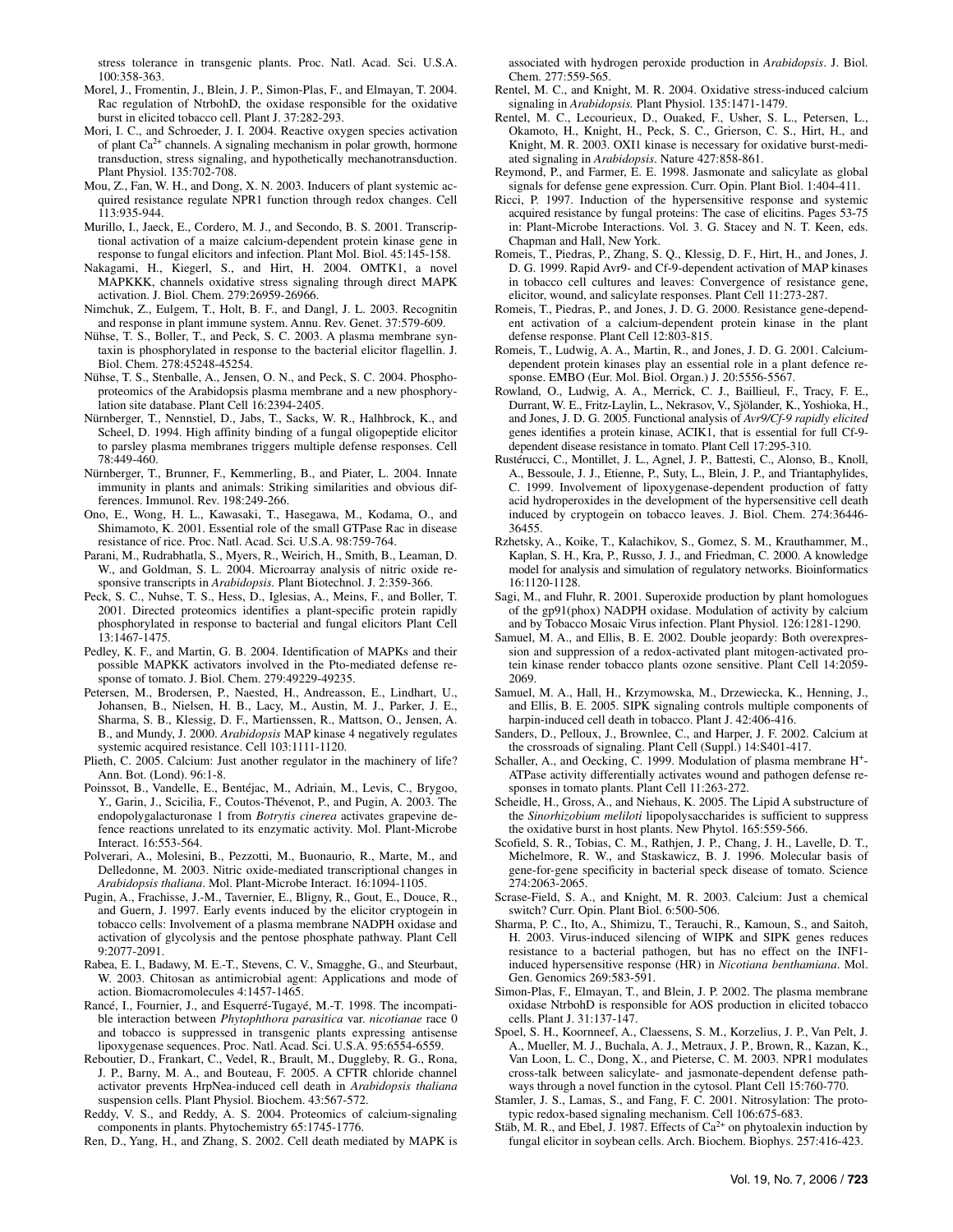stress tolerance in transgenic plants. Proc. Natl. Acad. Sci. U.S.A. 100:358-363.

Morel, J., Fromentin, J., Blein, J. P., Simon-Plas, F., and Elmayan, T. 2004. Rac regulation of NtrbohD, the oxidase responsible for the oxidative burst in elicited tobacco cell. Plant J. 37:282-293.

Mori, I. C., and Schroeder, J. I. 2004. Reactive oxygen species activation of plant $Ca^{2+}$ channels. A signaling mechanism in polar growth, hormone transduction, stress signaling, and hypothetically mechanotransduction. Plant Physiol. 135:702-708.

Mou, Z., Fan, W. H., and Dong, X. N. 2003. Inducers of plant systemic acquired resistance regulate NPR1 function through redox changes. Cell 113:935-944.

Murillo, I., Jaeck, E., Cordero, M. J., and Secondo, B. S. 2001. Transcriptional activation of a maize calcium-dependent protein kinase gene in response to fungal elicitors and infection. Plant Mol. Biol. 45:145-158.

Nakagami, H., Kiegerl, S., and Hirt, H. 2004. OMTK1, a novel MAPKKK, channels oxidative stress signaling through direct MAPK activation. J. Biol. Chem. 279:26959-26966.

Nimchuk, Z., Eulgem, T., Holt, B. F., and Dangl, J. L. 2003. Recognitin and response in plant immune system. Annu. Rev. Genet. 37:579-609.

Nühse, T. S., Boller, T., and Peck, S. C. 2003. A plasma membrane syntaxin is phosphorylated in response to the bacterial elicitor flagellin. J. Biol. Chem. 278:45248-45254.

Nühse, T. S., Stenballe, A., Jensen, O. N., and Peck, S. C. 2004. Phosphoproteomics of the Arabidopsis plasma membrane and a new phosphorylation site database. Plant Cell 16:2394-2405.

Nürnberger, T., Nennstiel, D., Jabs, T., Sacks, W. R., Halhbrock, K., and Scheel, D. 1994. High affinity binding of a fungal oligopeptide elicitor to parsley plasma membranes triggers multiple defense responses. Cell 78:449-460.

Nürnberger, T., Brunner, F., Kemmerling, B., and Piater, L. 2004. Innate immunity in plants and animals: Striking similarities and obvious differences. Immunol. Rev. 198:249-266.

Ono, E., Wong, H. L., Kawasaki, T., Hasegawa, M., Kodama, O., and Shimamoto, K. 2001. Essential role of the small GTPase Rac in disease resistance of rice. Proc. Natl. Acad. Sci. U.S.A. 98:759-764.

Parani, M., Rudrabhatla, S., Myers, R., Weirich, H., Smith, B., Leaman, D. W., and Goldman, S. L. 2004. Microarray analysis of nitric oxide responsive transcripts in *Arabidopsis*. Plant Biotechnol. J. 2:359-366.

Peck, S. C., Nuhse, T. S., Hess, D., Iglesias, A., Meins, F., and Boller, T. 2001. Directed proteomics identifies a plant-specific protein rapidly phosphorylated in response to bacterial and fungal elicitors Plant Cell 13:1467-1475.

Pedley, K. F., and Martin, G. B. 2004. Identification of MAPKs and their possible MAPKK activators involved in the Pto-mediated defense response of tomato. J. Biol. Chem. 279:49229-49235.

Petersen, M., Brodersen, P., Naested, H., Andreasson, E., Lindhart, U., Johansen, B., Nielsen, H. B., Lacy, M., Austin, M. J., Parker, J. E., Sharma, S. B., Klessig, D. F., Martienssen, R., Mattson, O., Jensen, A. B., and Mundy, J. 2000. *Arabidopsis* MAP kinase 4 negatively regulates systemic acquired resistance. Cell 103:1111-1120.

Plieth, C. 2005. Calcium: Just another regulator in the machinery of life? Ann. Bot. (Lond). 96:1-8.

Poinssot, B., Vandelle, E., Bentéjac, M., Adriain, M., Levis, C., Brygoo, Y., Garin, J., Scicilia, F., Coutos-Thévenot, P., and Pugin, A. 2003. The endopolygalacturonase 1 from *Botrytis cinerea* activates grapevine defence reactions unrelated to its enzymatic activity. Mol. Plant-Microbe Interact. 16:553-564.

Polverari, A., Molesini, B., Pezzotti, M., Buonaurio, R., Marte, M., and Delledonne, M. 2003. Nitric oxide-mediated transcriptional changes in *Arabidopsis thaliana*. Mol. Plant-Microbe Interact. 16:1094-1105.

Pugin, A., Frachisse, J.-M., Tavernier, E., Bligny, R., Gout, E., Douce, R., and Guern, J. 1997. Early events induced by the elicitor cryptogein in tobacco cells: Involvement of a plasma membrane NADPH oxidase and activation of glycolysis and the pentose phosphate pathway. Plant Cell 9:2077-2091.

Rabea, E. I., Badawy, M. E.-T., Stevens, C. V., Smagghe, G., and Steurbaut, W. 2003. Chitosan as antimicrobial agent: Applications and mode of action. Biomacromolecules 4:1457-1465.

Rancé, I., Fournier, J., and Esquerré-Tugayé, M.-T. 1998. The incompatible interaction between *Phytophthora parasitica* var. *nicotianae* race 0 and tobacco is suppressed in transgenic plants expressing antisense lipoxygenase sequences. Proc. Natl. Acad. Sci. U.S.A. 95:6554-6559.

Reboutier, D., Frankart, C., Vedel, R., Brault, M., Duggleby, R. G., Rona, J. P., Barny, M. A., and Bouteau, F. 2005. A CFTR chloride channel activator prevents HrpNea-induced cell death in *Arabidopsis thaliana* suspension cells. Plant Physiol. Biochem. 43:567-572.

Reddy, V. S., and Reddy, A. S. 2004. Proteomics of calcium-signaling components in plants. Phytochemistry 65:1745-1776.

Ren, D., Yang, H., and Zhang, S. 2002. Cell death mediated by MAPK is associated with hydrogen peroxide production in *Arabidopsis*. J. Biol. Chem. 277:559-565.

Rentel, M. C., and Knight, M. R. 2004. Oxidative stress-induced calcium signaling in *Arabidopsis.* Plant Physiol. 135:1471-1479.

Rentel, M. C., Lecourieux, D., Ouaked, F., Usher, S. L., Petersen, L., Okamoto, H., Knight, H., Peck, S. C., Grierson, C. S., Hirt, H., and Knight, M. R. 2003. OXI1 kinase is necessary for oxidative burst-mediated signaling in *Arabidopsis*. Nature 427:858-861.

Reymond, P., and Farmer, E. E. 1998. Jasmonate and salicylate as global signals for defense gene expression. Curr. Opin. Plant Biol. 1:404-411.

Ricci, P. 1997. Induction of the hypersensitive response and systemic acquired resistance by fungal proteins: The case of elicitins. Pages 53-75 in: Plant-Microbe Interactions. Vol. 3. G. Stacey and N. T. Keen, eds. Chapman and Hall, New York.

Romeis, T., Piedras, P., Zhang, S. Q., Klessig, D. F., Hirt, H., and Jones, J. D. G. 1999. Rapid Avr9- and Cf-9-dependent activation of MAP kinases in tobacco cell cultures and leaves: Convergence of resistance gene, elicitor, wound, and salicylate responses. Plant Cell 11:273-287.

Romeis, T., Piedras, P., and Jones, J. D. G. 2000. Resistance gene-dependent activation of a calcium-dependent protein kinase in the plant defense response. Plant Cell 12:803-815.

Romeis, T., Ludwig, A. A., Martin, R., and Jones, J. D. G. 2001. Calcium-dependent protein kinases play an essential role in a plant defence response. EMBO (Eur. Mol. Biol. Organ.) J. 20:5556-5567.

Rowland, O., Ludwig, A. A., Merrick, C. J., Baillieul, F., Tracy, F. E., Durrant, W. E., Fritz-Laylin, L., Nekrasov, V., Sjölander, K., Yoshioka, H., and Jones, J. D. G. 2005. Functional analysis of *Avr9/Cf-9 rapidly elicited* genes identifies a protein kinase, ACIK1, that is essential for full Cf-9-dependent disease resistance in tomato. Plant Cell 17:295-310.

Rustérucci, C., Montillet, J. L., Agnel, J. P., Battesti, C., Alonso, B., Knoll, A., Bessoule, J. J., Etienne, P., Suty, L., Blein, J. P., and Triantaphylides, C. 1999. Involvement of lipoxygenase-dependent production of fatty acid hydroperoxides in the development of the hypersensitive cell death induced by cryptogein on tobacco leaves. J. Biol. Chem. 274:36446-36455.

Rzhetsky, A., Koike, T., Kalachikov, S., Gomez, S. M., Krauthammer, M., Kaplan, S. H., Kra, P., Russo, J. J., and Friedman, C. 2000. A knowledge model for analysis and simulation of regulatory networks. Bioinformatics 16:1120-1128.

Sagi, M., and Fluhr, R. 2001. Superoxide production by plant homologues of the gp91(phox) NADPH oxidase. Modulation of activity by calcium and by Tobacco Mosaic Virus infection. Plant Physiol. 126:1281-1290.

Samuel, M. A., and Ellis, B. E. 2002. Double jeopardy: Both overexpression and suppression of a redox-activated plant mitogen-activated protein kinase render tobacco plants ozone sensitive. Plant Cell 14:2059-2069.

Samuel, M. A., Hall, H., Krzymowska, M., Drzewiecka, K., Henning, J., and Ellis, B. E. 2005. SIPK signaling controls multiple components of harpin-induced cell death in tobacco. Plant J. 42:406-416.

Sanders, D., Pelloux, J., Brownlee, C., and Harper, J. F. 2002. Calcium at the crossroads of signaling. Plant Cell (Suppl.) 14:S401-417.

Schaller, A., and Oecking, C. 1999. Modulation of plasma membrane $H^+$-ATPase activity differentially activates wound and pathogen defense responses in tomato plants. Plant Cell 11:263-272.

Scheidle, H., Gross, A., and Niehaus, K. 2005. The Lipid A substructure of the *Sinorhizobium meliloti* lipopolysaccharides is sufficient to suppress the oxidative burst in host plants. New Phytol. 165:559-566.

Scofield, S. R., Tobias, C. M., Rathjen, J. P., Chang, J. H., Lavelle, D. T., Michelmore, R. W., and Staskawicz, B. J. 1996. Molecular basis of gene-for-gene specificity in bacterial speck disease of tomato. Science 274:2063-2065.

Scrase-Field, S. A., and Knight, M. R. 2003. Calcium: Just a chemical switch? Curr. Opin. Plant Biol. 6:500-506.

Sharma, P. C., Ito, A., Shimizu, T., Terauchi, R., Kamoun, S., and Saitoh, H. 2003. Virus-induced silencing of WIPK and SIPK genes reduces resistance to a bacterial pathogen, but has no effect on the INF1-induced hypersensitive response (HR) in *Nicotiana benthamiana*. Mol. Gen. Genomics 269:583-591.

Simon-Plas, F., Elmayan, T., and Blein, J. P. 2002. The plasma membrane oxidase NtrbohD is responsible for AOS production in elicited tobacco cells. Plant J. 31:137-147.

Spoel, S. H., Koornneef, A., Claessens, S. M., Korzelius, J. P., Van Pelt, J. A., Mueller, M. J., Buchala, A. J., Metraux, J. P., Brown, R., Kazan, K., Van Loon, L. C., Dong, X., and Pieterse, C. M. 2003. NPR1 modulates cross-talk between salicylate- and jasmonate-dependent defense pathways through a novel function in the cytosol. Plant Cell 15:760-770.

Stamler, J. S., Lamas, S., and Fang, F. C. 2001. Nitrosylation: The prototypic redox-based signaling mechanism. Cell 106:675-683.

Stäb, M. R., and Ebel, J. 1987. Effects of $Ca^{2+}$ on phytoalexin induction by fungal elicitor in soybean cells. Arch. Biochem. Biophys. 257:416-423.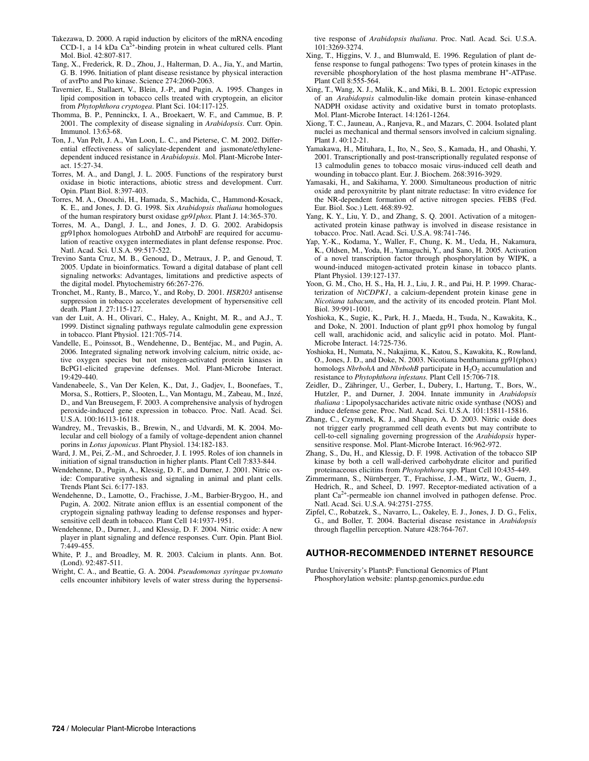Takezawa, D. 2000. A rapid induction by elicitors of the mRNA encoding CCD-1, a 14 kDa $Ca^{2+}$-binding protein in wheat cultured cells. Plant Mol. Biol. 42:807-817.

Tang, X., Frederick, R. D., Zhou, J., Halterman, D. A., Jia, Y., and Martin, G. B. 1996. Initiation of plant disease resistance by physical interaction of avrPto and Pto kinase. Science 274:2060-2063.

Tavernier, E., Stallaert, V., Blein, J.-P., and Pugin, A. 1995. Changes in lipid composition in tobacco cells treated with cryptogein, an elicitor from *Phytophthora cryptogea*. Plant Sci. 104:117-125.

Thomma, B. P., Penninckx, I. A., Broekaert, W. F., and Cammue, B. P. 2001. The complexity of disease signaling in *Arabidopsis*. Curr. Opin. Immunol. 13:63-68.

Ton, J., Van Pelt, J. A., Van Loon, L. C., and Pieterse, C. M. 2002. Differential effectiveness of salicylate-dependent and jasmonate/ethylene-dependent induced resistance in *Arabidopsis*. Mol. Plant-Microbe Interact. 15:27-34.

Torres, M. A., and Dangl, J. L. 2005. Functions of the respiratory burst oxidase in biotic interactions, abiotic stress and development. Curr. Opin. Plant Biol. 8:397-403.

Torres, M. A., Onouchi, H., Hamada, S., Machida, C., Hammond-Kosack, K. E., and Jones, J. D. G. 1998. Six *Arabidopsis thaliana* homologues of the human respiratory burst oxidase *gp91phox*. Plant J. 14:365-370.

Torres, M. A., Dangl, J. L., and Jones, J. D. G. 2002. Arabidopsis gp91phox homologues AtrbohD and AtrbohF are required for accumulation of reactive oxygen intermediates in plant defense response. Proc. Natl. Acad. Sci. U.S.A. 99:517-522.

Trevino Santa Cruz, M. B., Genoud, D., Metraux, J. P., and Genoud, T. 2005. Update in bioinformatics. Toward a digital database of plant cell signaling networks: Advantages, limitations and predictive aspects of the digital model. Phytochemistry 66:267-276.

Tronchet, M., Ranty, B., Marco, Y., and Roby, D. 2001. *HSR203* antisense suppression in tobacco accelerates development of hypersensitive cell death. Plant J. 27:115-127.

van der Luit, A. H., Olivari, C., Haley, A., Knight, M. R., and A.J., T. 1999. Distinct signaling pathways regulate calmodulin gene expression in tobacco. Plant Physiol. 121:705-714.

Vandelle, E., Poinssot, B., Wendehenne, D., Bentéjac, M., and Pugin, A. 2006. Integrated signaling network involving calcium, nitric oxide, active oxygen species but not mitogen-activated protein kinases in BcPG1-elicited grapevine defenses. Mol. Plant-Microbe Interact. 19:429-440.

Vandenabeele, S., Van Der Kelen, K., Dat, J., Gadjev, I., Boonefaes, T., Morsa, S., Rottiers, P., Slooten, L., Van Montagu, M., Zabeau, M., Inzé, D., and Van Breusegem, F. 2003. A comprehensive analysis of hydrogen peroxide-induced gene expression in tobacco. Proc. Natl. Acad. Sci. U.S.A. 100:16113-16118.

Wandrey, M., Trevaskis, B., Brewin, N., and Udvardi, M. K. 2004. Molecular and cell biology of a family of voltage-dependent anion channel porins in *Lotus japonicus*. Plant Physiol. 134:182-183.

Ward, J. M., Pei, Z.-M., and Schroeder, J. I. 1995. Roles of ion channels in initiation of signal transduction in higher plants. Plant Cell 7:833-844.

Wendehenne, D., Pugin, A., Klessig, D. F., and Durner, J. 2001. Nitric oxide: Comparative synthesis and signaling in animal and plant cells. Trends Plant Sci. 6:177-183.

Wendehenne, D., Lamotte, O., Frachisse, J.-M., Barbier-Brygoo, H., and Pugin, A. 2002. Nitrate anion efflux is an essential component of the cryptogein signaling pathway leading to defense responses and hypersensitive cell death in tobacco. Plant Cell 14:1937-1951.

Wendehenne, D., Durner, J., and Klessig, D. F. 2004. Nitric oxide: A new player in plant signaling and defence responses. Curr. Opin. Plant Biol. 7:449-455.

White, P. J., and Broadley, M. R. 2003. Calcium in plants. Ann. Bot. (Lond). 92:487-511.

Wright, C. A., and Beattie, G. A. 2004. *Pseudomonas syringae* pv.*tomato* cells encounter inhibitory levels of water stress during the hypersensitive response of *Arabidopsis thaliana*. Proc. Natl. Acad. Sci. U.S.A. 101:3269-3274.

Xing, T., Higgins, V. J., and Blumwald, E. 1996. Regulation of plant defense response to fungal pathogens: Two types of protein kinases in the reversible phosphorylation of the host plasma membrane $H^+$-ATPase. Plant Cell 8:555-564.

Xing, T., Wang, X. J., Malik, K., and Miki, B. L. 2001. Ectopic expression of an *Arabidopsis* calmodulin-like domain protein kinase-enhanced NADPH oxidase activity and oxidative burst in tomato protoplasts. Mol. Plant-Microbe Interact. 14:1261-1264.

Xiong, T. C., Jauneau, A., Ranjeva, R., and Mazars, C. 2004. Isolated plant nuclei as mechanical and thermal sensors involved in calcium signaling. Plant J. 40:12-21.

Yamakawa, H., Mituhara, I., Ito, N., Seo, S., Kamada, H., and Ohashi, Y. 2001. Transcriptionally and post-transcriptionally regulated response of 13 calmodulin genes to tobacco mosaic virus-induced cell death and wounding in tobacco plant. Eur. J. Biochem. 268:3916-3929.

Yamasaki, H., and Sakihama, Y. 2000. Simultaneous production of nitric oxide and peroxynitrite by plant nitrate reductase: In vitro evidence for the NR-dependent formation of active nitrogen species. FEBS (Fed. Eur. Biol. Soc.) Lett. 468:89-92.

Yang, K. Y., Liu, Y. D., and Zhang, S. Q. 2001. Activation of a mitogen-activated protein kinase pathway is involved in disease resistance in tobacco. Proc. Natl. Acad. Sci. U.S.A. 98:741-746.

Yap, Y.-K., Kodama, Y., Waller, F., Chung, K. M., Ueda, H., Nakamura, K., Oldsen, M., Yoda, H., Yamaguchi, Y., and Sano, H. 2005. Activation of a novel transcription factor through phosphorylation by WIPK, a wound-induced mitogen-activated protein kinase in tobacco plants. Plant Physiol. 139:127-137.

Yoon, G. M., Cho, H. S., Ha, H. J., Liu, J. R., and Pai, H. P. 1999. Characterization of *NtCDPK1*, a calcium-dependent protein kinase gene in *Nicotiana tabacum*, and the activity of its encoded protein. Plant Mol. Biol. 39:991-1001.

Yoshioka, K., Sugie, K., Park, H. J., Maeda, H., Tsuda, N., Kawakita, K., and Doke, N. 2001. Induction of plant gp91 phox homolog by fungal cell wall, arachidonic acid, and salicylic acid in potato. Mol. Plant-Microbe Interact. 14:725-736.

Yoshioka, H., Numata, N., Nakajima, K., Katou, S., Kawakita, K., Rowland, O., Jones, J. D., and Doke, N. 2003. Nicotiana benthamiana gp91(phox) homologs *NbrbohA* and *NbrbohB* participate in $H_2O_2$ accumulation and resistance to *Phytophthora infestans*. Plant Cell 15:706-718.

Zeidler, D., Zähringer, U., Gerber, I., Dubery, I., Hartung, T., Bors, W., Hutzler, P., and Durner, J. 2004. Innate immunity in *Arabidopsis thaliana* : Lipopolysaccharides activate nitric oxide synthase (NOS) and induce defense gene. Proc. Natl. Acad. Sci. U.S.A. 101:15811-15816.

Zhang, C., Czymmek, K. J., and Shapiro, A. D. 2003. Nitric oxide does not trigger early programmed cell death events but may contribute to cell-to-cell signaling governing progression of the *Arabidopsis* hypersensitive response. Mol. Plant-Microbe Interact. 16:962-972.

Zhang, S., Du, H., and Klessig, D. F. 1998. Activation of the tobacco SIP kinase by both a cell wall-derived carbohydrate elicitor and purified proteinaceous elicitins from *Phytophthora* spp. Plant Cell 10:435-449.

Zimmermann, S., Nürnberger, T., Frachisse, J.-M., Wirtz, W., Guern, J., Hedrich, R., and Scheel, D. 1997. Receptor-mediated activation of a plant $Ca^{2+}$-permeable ion channel involved in pathogen defense. Proc. Natl. Acad. Sci. U.S.A. 94:2751-2755.

Zipfel, C., Robatzek, S., Navarro, L., Oakeley, E. J., Jones, J. D. G., Felix, G., and Boller, T. 2004. Bacterial disease resistance in *Arabidopsis* through flagellin perception. Nature 428:764-767.

## AUTHOR-RECOMMENDED INTERNET RESOURCE

Purdue University's PlantsP: Functional Genomics of Plant Phosphorylation website: plantsp.genomics.purdue.edu